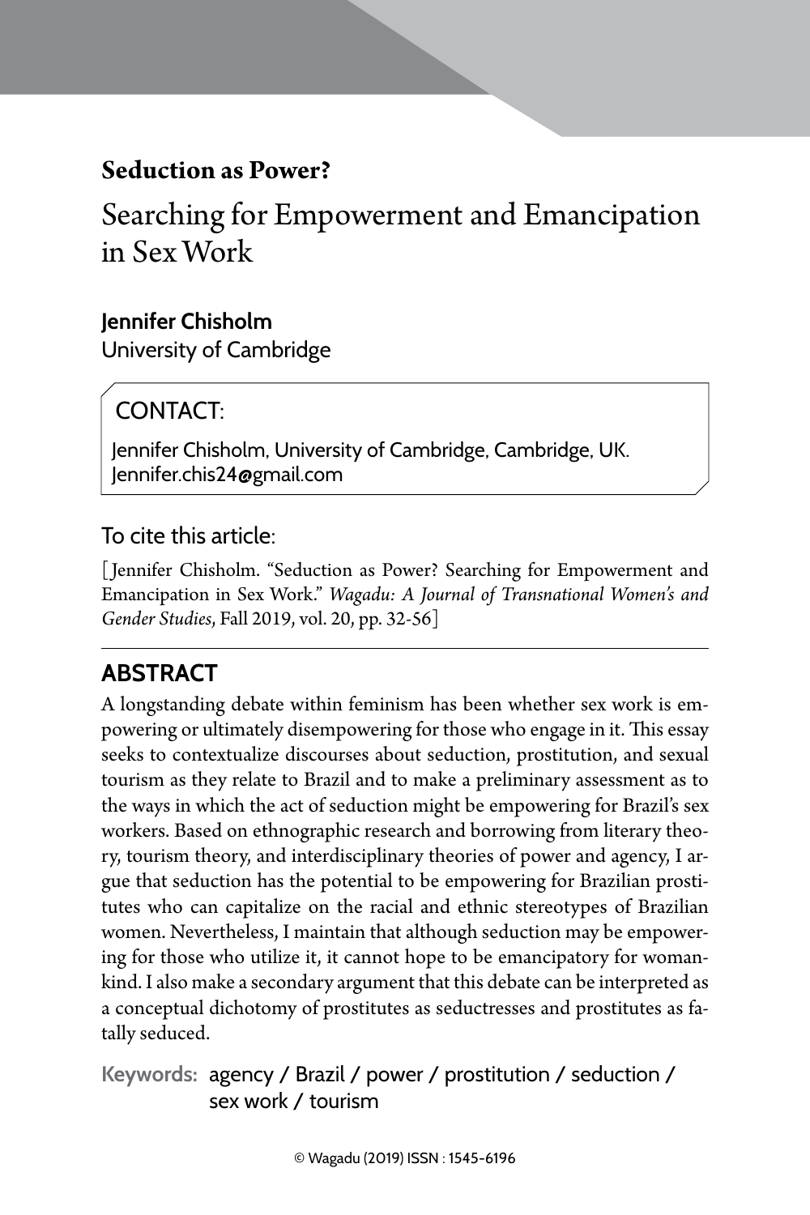# Seduction as Power?

## Searching for Empowerment and Emancipation in Sex Work

**Jennifer Chisholm**
University of Cambridge

CONTACT:

Jennifer Chisholm, University of Cambridge, Cambridge, UK.
Jennifer.chis24@gmail.com

To cite this article:

[Jennifer Chisholm. "Seduction as Power? Searching for Empowerment and Emancipation in Sex Work." *Wagadu: A Journal of Transnational Women's and Gender Studies*, Fall 2019, vol. 20, pp. 32-56]

## ABSTRACT

A longstanding debate within feminism has been whether sex work is empowering or ultimately disempowering for those who engage in it. This essay seeks to contextualize discourses about seduction, prostitution, and sexual tourism as they relate to Brazil and to make a preliminary assessment as to the ways in which the act of seduction might be empowering for Brazil's sex workers. Based on ethnographic research and borrowing from literary theory, tourism theory, and interdisciplinary theories of power and agency, I argue that seduction has the potential to be empowering for Brazilian prostitutes who can capitalize on the racial and ethnic stereotypes of Brazilian women. Nevertheless, I maintain that although seduction may be empowering for those who utilize it, it cannot hope to be emancipatory for womankind. I also make a secondary argument that this debate can be interpreted as a conceptual dichotomy of prostitutes as seductresses and prostitutes as fatally seduced.

**Keywords:** agency / Brazil / power / prostitution / seduction / sex work / tourism

© Wagadu (2019) ISSN : 1545-6196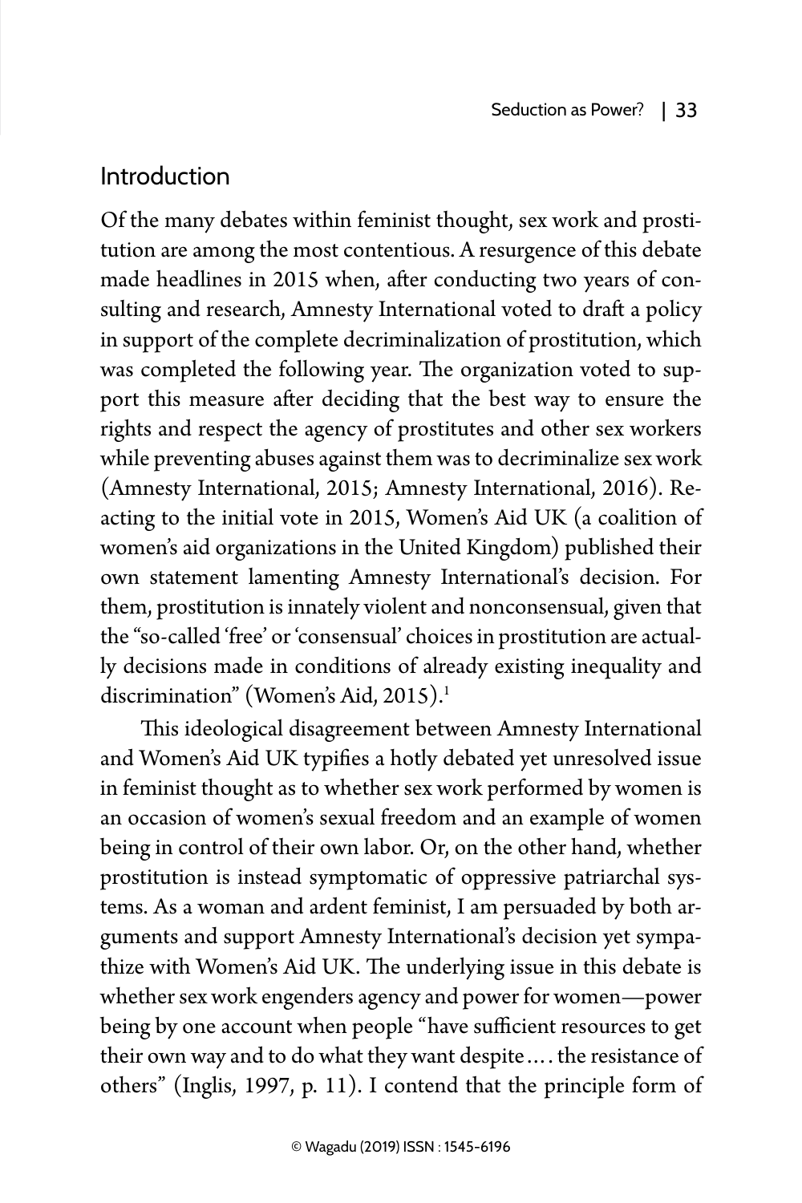## Introduction

Of the many debates within feminist thought, sex work and prostitution are among the most contentious. A resurgence of this debate made headlines in 2015 when, after conducting two years of consulting and research, Amnesty International voted to draft a policy in support of the complete decriminalization of prostitution, which was completed the following year. The organization voted to support this measure after deciding that the best way to ensure the rights and respect the agency of prostitutes and other sex workers while preventing abuses against them was to decriminalize sex work (Amnesty International, 2015; Amnesty International, 2016). Reacting to the initial vote in 2015, Women's Aid UK (a coalition of women's aid organizations in the United Kingdom) published their own statement lamenting Amnesty International's decision. For them, prostitution is innately violent and nonconsensual, given that the "so-called 'free' or 'consensual' choices in prostitution are actually decisions made in conditions of already existing inequality and discrimination" (Women's Aid, 2015).[1]

This ideological disagreement between Amnesty International and Women's Aid UK typifies a hotly debated yet unresolved issue in feminist thought as to whether sex work performed by women is an occasion of women's sexual freedom and an example of women being in control of their own labor. Or, on the other hand, whether prostitution is instead symptomatic of oppressive patriarchal systems. As a woman and ardent feminist, I am persuaded by both arguments and support Amnesty International's decision yet sympathize with Women's Aid UK. The underlying issue in this debate is whether sex work engenders agency and power for women—power being by one account when people "have sufficient resources to get their own way and to do what they want despite.... the resistance of others" (Inglis, 1997, p. 11). I contend that the principle form of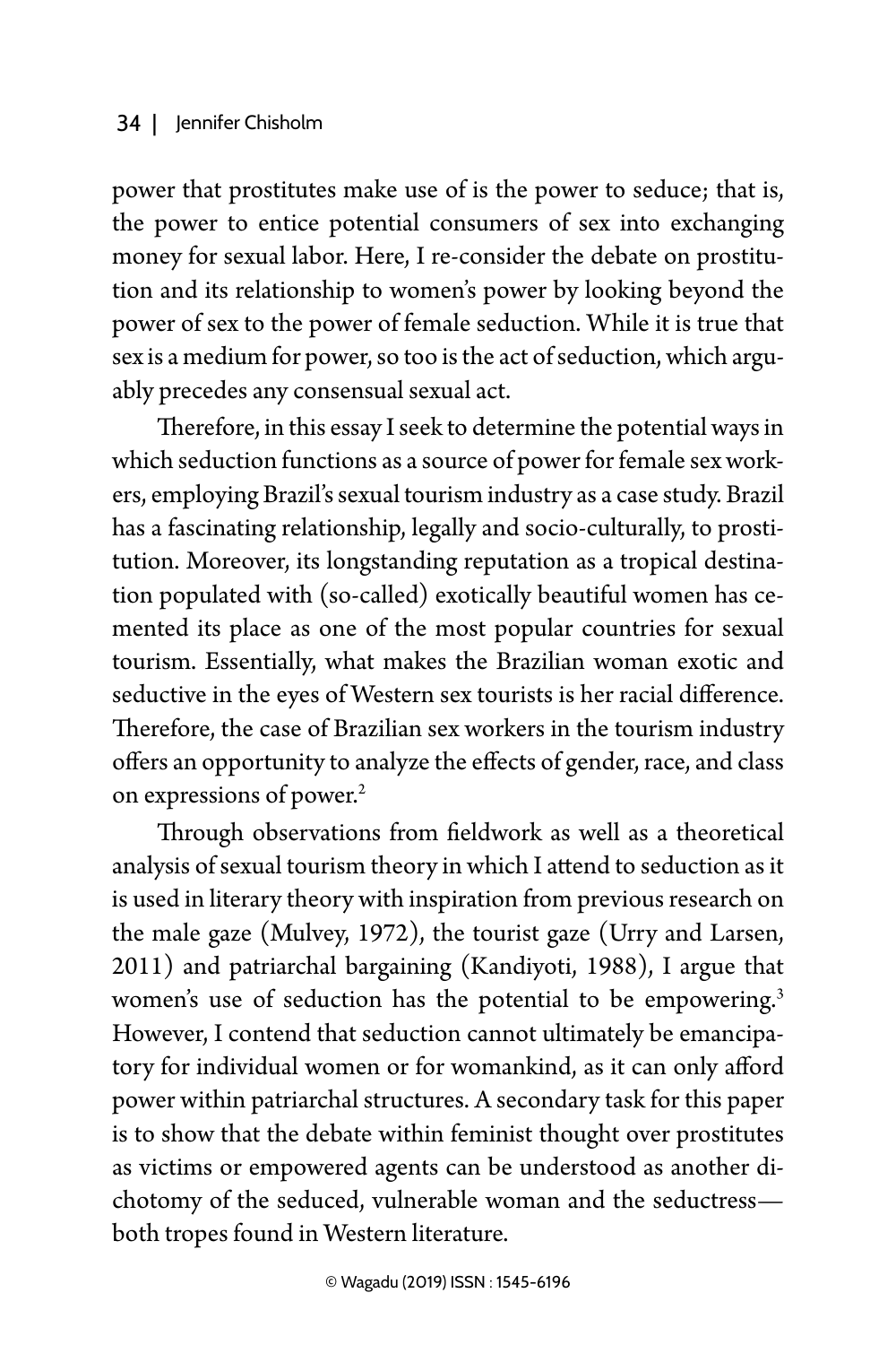power that prostitutes make use of is the power to seduce; that is, the power to entice potential consumers of sex into exchanging money for sexual labor. Here, I re-consider the debate on prostitution and its relationship to women's power by looking beyond the power of sex to the power of female seduction. While it is true that sex is a medium for power, so too is the act of seduction, which arguably precedes any consensual sexual act.

Therefore, in this essay I seek to determine the potential ways in which seduction functions as a source of power for female sex workers, employing Brazil's sexual tourism industry as a case study. Brazil has a fascinating relationship, legally and socio-culturally, to prostitution. Moreover, its longstanding reputation as a tropical destination populated with (so-called) exotically beautiful women has cemented its place as one of the most popular countries for sexual tourism. Essentially, what makes the Brazilian woman exotic and seductive in the eyes of Western sex tourists is her racial difference. Therefore, the case of Brazilian sex workers in the tourism industry offers an opportunity to analyze the effects of gender, race, and class on expressions of power.[2]

Through observations from fieldwork as well as a theoretical analysis of sexual tourism theory in which I attend to seduction as it is used in literary theory with inspiration from previous research on the male gaze (Mulvey, 1972), the tourist gaze (Urry and Larsen, 2011) and patriarchal bargaining (Kandiyoti, 1988), I argue that women's use of seduction has the potential to be empowering.[3] However, I contend that seduction cannot ultimately be emancipatory for individual women or for womankind, as it can only afford power within patriarchal structures. A secondary task for this paper is to show that the debate within feminist thought over prostitutes as victims or empowered agents can be understood as another dichotomy of the seduced, vulnerable woman and the seductress—both tropes found in Western literature.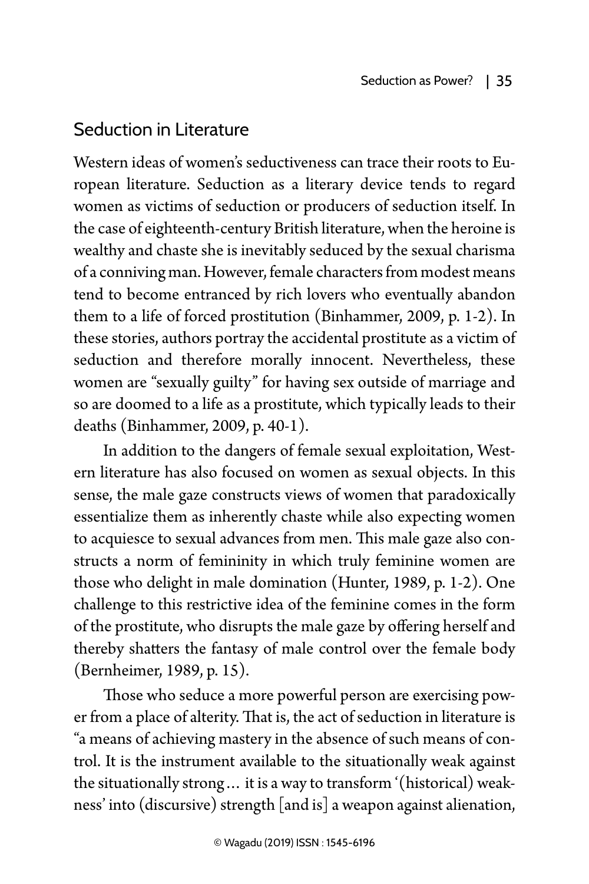## Seduction in Literature

Western ideas of women's seductiveness can trace their roots to European literature. Seduction as a literary device tends to regard women as victims of seduction or producers of seduction itself. In the case of eighteenth-century British literature, when the heroine is wealthy and chaste she is inevitably seduced by the sexual charisma of a conniving man. However, female characters from modest means tend to become entranced by rich lovers who eventually abandon them to a life of forced prostitution (Binhammer, 2009, p. 1-2). In these stories, authors portray the accidental prostitute as a victim of seduction and therefore morally innocent. Nevertheless, these women are "sexually guilty" for having sex outside of marriage and so are doomed to a life as a prostitute, which typically leads to their deaths (Binhammer, 2009, p. 40-1).

In addition to the dangers of female sexual exploitation, Western literature has also focused on women as sexual objects. In this sense, the male gaze constructs views of women that paradoxically essentialize them as inherently chaste while also expecting women to acquiesce to sexual advances from men. This male gaze also constructs a norm of femininity in which truly feminine women are those who delight in male domination (Hunter, 1989, p. 1-2). One challenge to this restrictive idea of the feminine comes in the form of the prostitute, who disrupts the male gaze by offering herself and thereby shatters the fantasy of male control over the female body (Bernheimer, 1989, p. 15).

Those who seduce a more powerful person are exercising power from a place of alterity. That is, the act of seduction in literature is "a means of achieving mastery in the absence of such means of control. It is the instrument available to the situationally weak against the situationally strong… it is a way to transform '(historical) weakness' into (discursive) strength [and is] a weapon against alienation,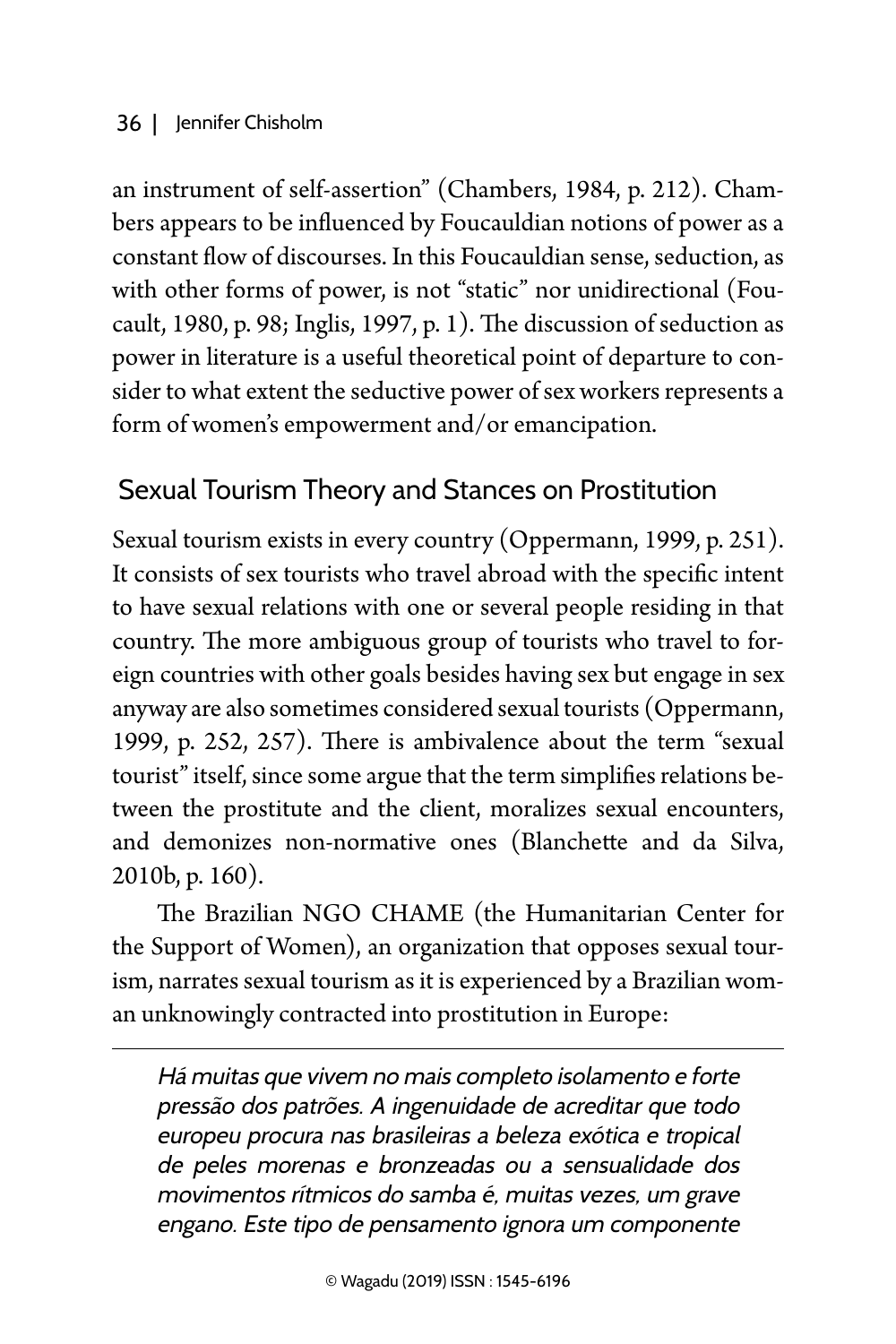an instrument of self-assertion" (Chambers, 1984, p. 212). Chambers appears to be influenced by Foucauldian notions of power as a constant flow of discourses. In this Foucauldian sense, seduction, as with other forms of power, is not "static" nor unidirectional (Foucault, 1980, p. 98; Inglis, 1997, p. 1). The discussion of seduction as power in literature is a useful theoretical point of departure to consider to what extent the seductive power of sex workers represents a form of women's empowerment and/or emancipation.

## Sexual Tourism Theory and Stances on Prostitution

Sexual tourism exists in every country (Oppermann, 1999, p. 251). It consists of sex tourists who travel abroad with the specific intent to have sexual relations with one or several people residing in that country. The more ambiguous group of tourists who travel to foreign countries with other goals besides having sex but engage in sex anyway are also sometimes considered sexual tourists (Oppermann, 1999, p. 252, 257). There is ambivalence about the term "sexual tourist" itself, since some argue that the term simplifies relations between the prostitute and the client, moralizes sexual encounters, and demonizes non-normative ones (Blanchette and da Silva, 2010b, p. 160).

The Brazilian NGO CHAME (the Humanitarian Center for the Support of Women), an organization that opposes sexual tourism, narrates sexual tourism as it is experienced by a Brazilian woman unknowingly contracted into prostitution in Europe:

> *Há muitas que vivem no mais completo isolamento e forte pressão dos patrões. A ingenuidade de acreditar que todo europeu procura nas brasileiras a beleza exótica e tropical de peles morenas e bronzeadas ou a sensualidade dos movimentos rítmicos do samba é, muitas vezes, um grave engano. Este tipo de pensamento ignora um componente*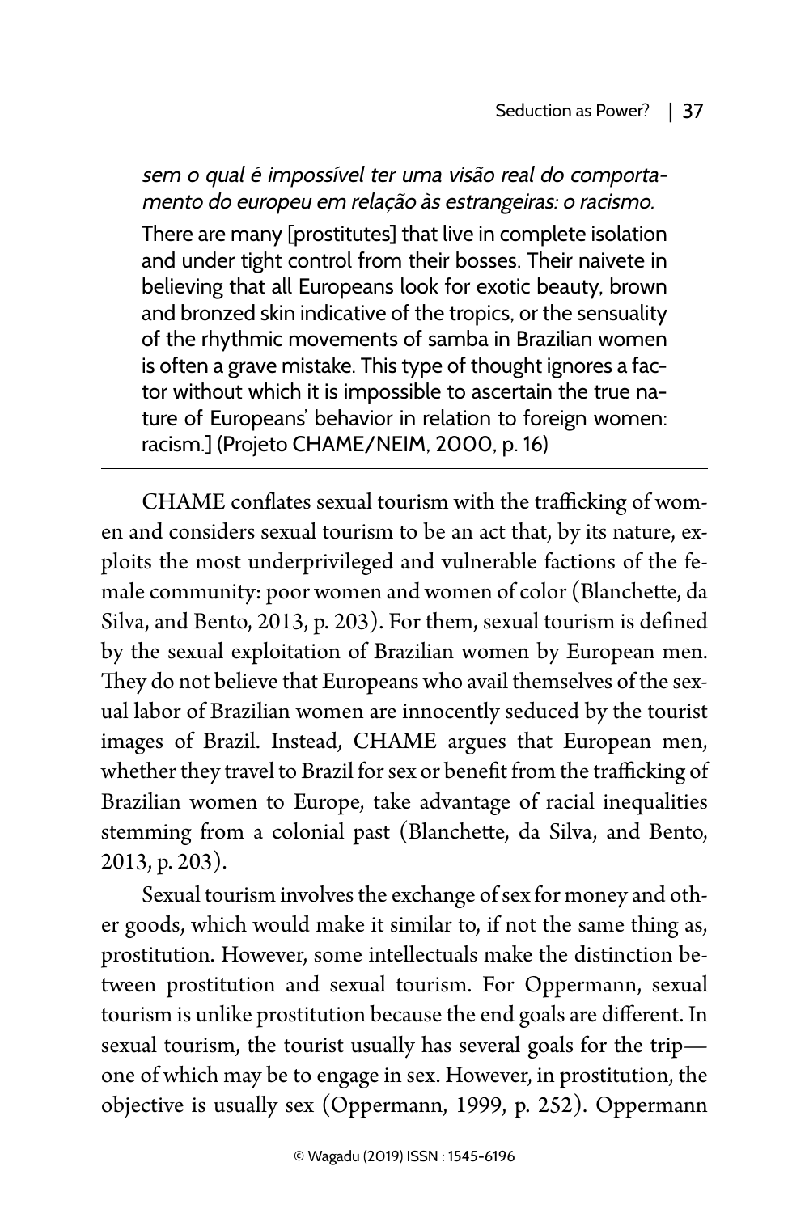*sem o qual é impossível ter uma visão real do comportamento do europeu em relação às estrangeiras: o racismo.*

There are many [prostitutes] that live in complete isolation and under tight control from their bosses. Their naivete in believing that all Europeans look for exotic beauty, brown and bronzed skin indicative of the tropics, or the sensuality of the rhythmic movements of samba in Brazilian women is often a grave mistake. This type of thought ignores a factor without which it is impossible to ascertain the true nature of Europeans' behavior in relation to foreign women: racism.] (Projeto CHAME/NEIM, 2000, p. 16)

---

CHAME conflates sexual tourism with the trafficking of women and considers sexual tourism to be an act that, by its nature, exploits the most underprivileged and vulnerable factions of the female community: poor women and women of color (Blanchette, da Silva, and Bento, 2013, p. 203). For them, sexual tourism is defined by the sexual exploitation of Brazilian women by European men. They do not believe that Europeans who avail themselves of the sexual labor of Brazilian women are innocently seduced by the tourist images of Brazil. Instead, CHAME argues that European men, whether they travel to Brazil for sex or benefit from the trafficking of Brazilian women to Europe, take advantage of racial inequalities stemming from a colonial past (Blanchette, da Silva, and Bento, 2013, p. 203).

Sexual tourism involves the exchange of sex for money and other goods, which would make it similar to, if not the same thing as, prostitution. However, some intellectuals make the distinction between prostitution and sexual tourism. For Oppermann, sexual tourism is unlike prostitution because the end goals are different. In sexual tourism, the tourist usually has several goals for the trip—one of which may be to engage in sex. However, in prostitution, the objective is usually sex (Oppermann, 1999, p. 252). Oppermann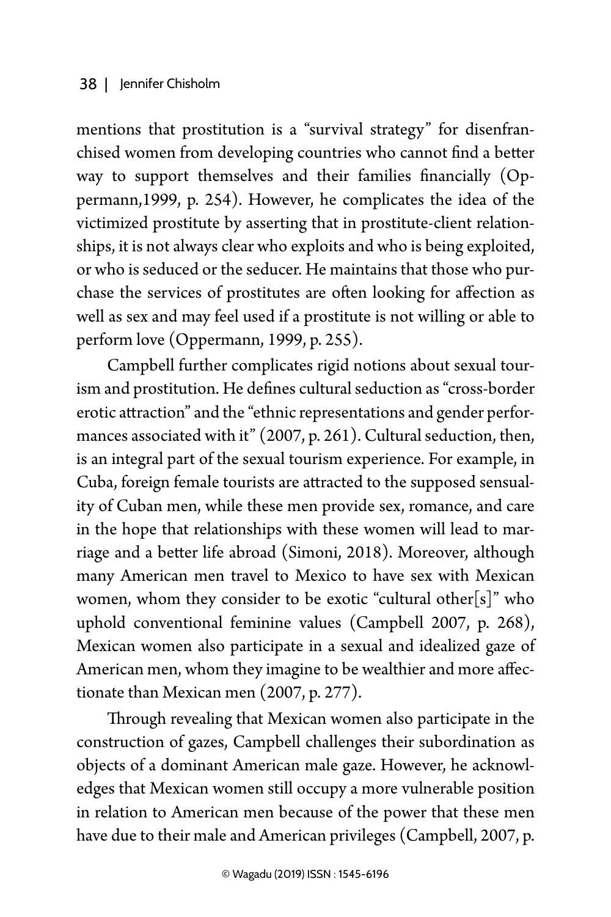mentions that prostitution is a "survival strategy" for disenfranchised women from developing countries who cannot find a better way to support themselves and their families financially (Oppermann,1999, p. 254). However, he complicates the idea of the victimized prostitute by asserting that in prostitute-client relationships, it is not always clear who exploits and who is being exploited, or who is seduced or the seducer. He maintains that those who purchase the services of prostitutes are often looking for affection as well as sex and may feel used if a prostitute is not willing or able to perform love (Oppermann, 1999, p. 255).

Campbell further complicates rigid notions about sexual tourism and prostitution. He defines cultural seduction as "cross-border erotic attraction" and the "ethnic representations and gender performances associated with it" (2007, p. 261). Cultural seduction, then, is an integral part of the sexual tourism experience. For example, in Cuba, foreign female tourists are attracted to the supposed sensuality of Cuban men, while these men provide sex, romance, and care in the hope that relationships with these women will lead to marriage and a better life abroad (Simoni, 2018). Moreover, although many American men travel to Mexico to have sex with Mexican women, whom they consider to be exotic "cultural other[s]" who uphold conventional feminine values (Campbell 2007, p. 268), Mexican women also participate in a sexual and idealized gaze of American men, whom they imagine to be wealthier and more affectionate than Mexican men (2007, p. 277).

Through revealing that Mexican women also participate in the construction of gazes, Campbell challenges their subordination as objects of a dominant American male gaze. However, he acknowledges that Mexican women still occupy a more vulnerable position in relation to American men because of the power that these men have due to their male and American privileges (Campbell, 2007, p.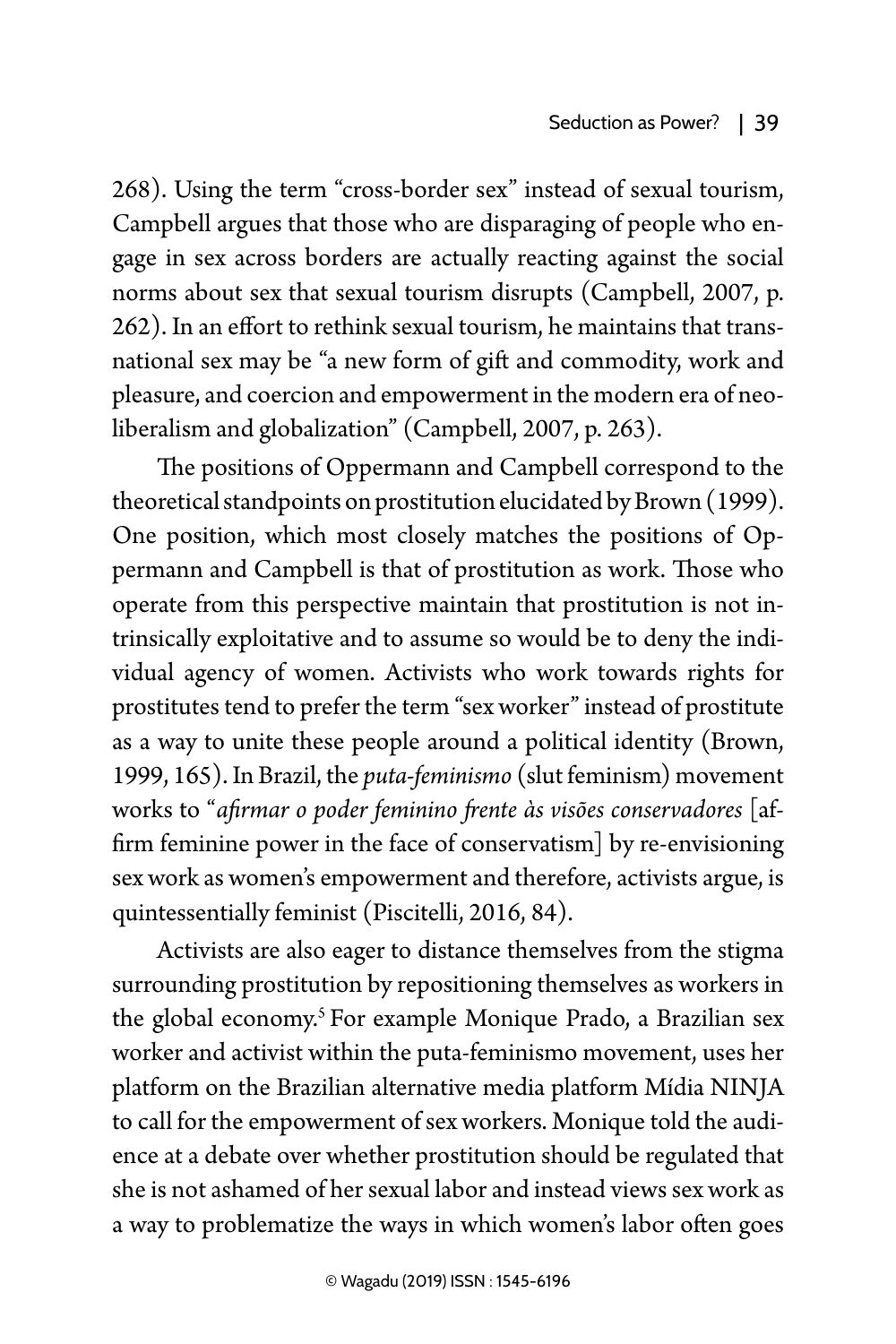268). Using the term "cross-border sex" instead of sexual tourism, Campbell argues that those who are disparaging of people who engage in sex across borders are actually reacting against the social norms about sex that sexual tourism disrupts (Campbell, 2007, p. 262). In an effort to rethink sexual tourism, he maintains that transnational sex may be "a new form of gift and commodity, work and pleasure, and coercion and empowerment in the modern era of neoliberalism and globalization" (Campbell, 2007, p. 263).

The positions of Oppermann and Campbell correspond to the theoretical standpoints on prostitution elucidated by Brown (1999). One position, which most closely matches the positions of Oppermann and Campbell is that of prostitution as work. Those who operate from this perspective maintain that prostitution is not intrinsically exploitative and to assume so would be to deny the individual agency of women. Activists who work towards rights for prostitutes tend to prefer the term "sex worker" instead of prostitute as a way to unite these people around a political identity (Brown, 1999, 165). In Brazil, the *puta-feminismo* (slut feminism) movement works to "*afirmar o poder feminino frente às visões conservadores* [affirm feminine power in the face of conservatism] by re-envisioning sex work as women's empowerment and therefore, activists argue, is quintessentially feminist (Piscitelli, 2016, 84).

Activists are also eager to distance themselves from the stigma surrounding prostitution by repositioning themselves as workers in the global economy.[5] For example Monique Prado, a Brazilian sex worker and activist within the puta-feminismo movement, uses her platform on the Brazilian alternative media platform Mídia NINJA to call for the empowerment of sex workers. Monique told the audience at a debate over whether prostitution should be regulated that she is not ashamed of her sexual labor and instead views sex work as a way to problematize the ways in which women's labor often goes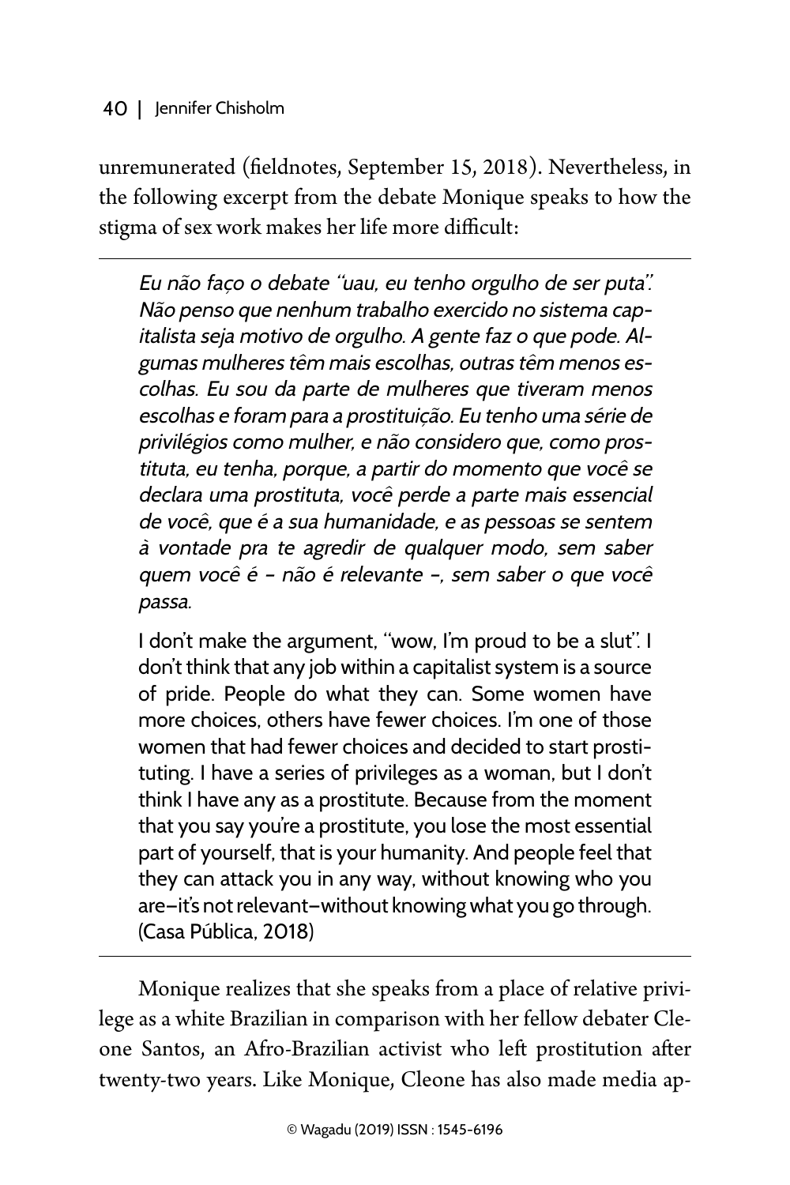unremunerated (fieldnotes, September 15, 2018). Nevertheless, in the following excerpt from the debate Monique speaks to how the stigma of sex work makes her life more difficult:

> *Eu não faço o debate "uau, eu tenho orgulho de ser puta". Não penso que nenhum trabalho exercido no sistema capitalista seja motivo de orgulho. A gente faz o que pode. Algumas mulheres têm mais escolhas, outras têm menos escolhas. Eu sou da parte de mulheres que tiveram menos escolhas e foram para a prostituição. Eu tenho uma série de privilégios como mulher, e não considero que, como prostituta, eu tenha, porque, a partir do momento que você se declara uma prostituta, você perde a parte mais essencial de você, que é a sua humanidade, e as pessoas se sentem à vontade pra te agredir de qualquer modo, sem saber quem você é – não é relevante –, sem saber o que você passa.*
>
> I don't make the argument, "wow, I'm proud to be a slut". I don't think that any job within a capitalist system is a source of pride. People do what they can. Some women have more choices, others have fewer choices. I'm one of those women that had fewer choices and decided to start prostituting. I have a series of privileges as a woman, but I don't think I have any as a prostitute. Because from the moment that you say you're a prostitute, you lose the most essential part of yourself, that is your humanity. And people feel that they can attack you in any way, without knowing who you are–it's not relevant–without knowing what you go through. (Casa Pública, 2018)

Monique realizes that she speaks from a place of relative privilege as a white Brazilian in comparison with her fellow debater Cleone Santos, an Afro-Brazilian activist who left prostitution after twenty-two years. Like Monique, Cleone has also made media ap-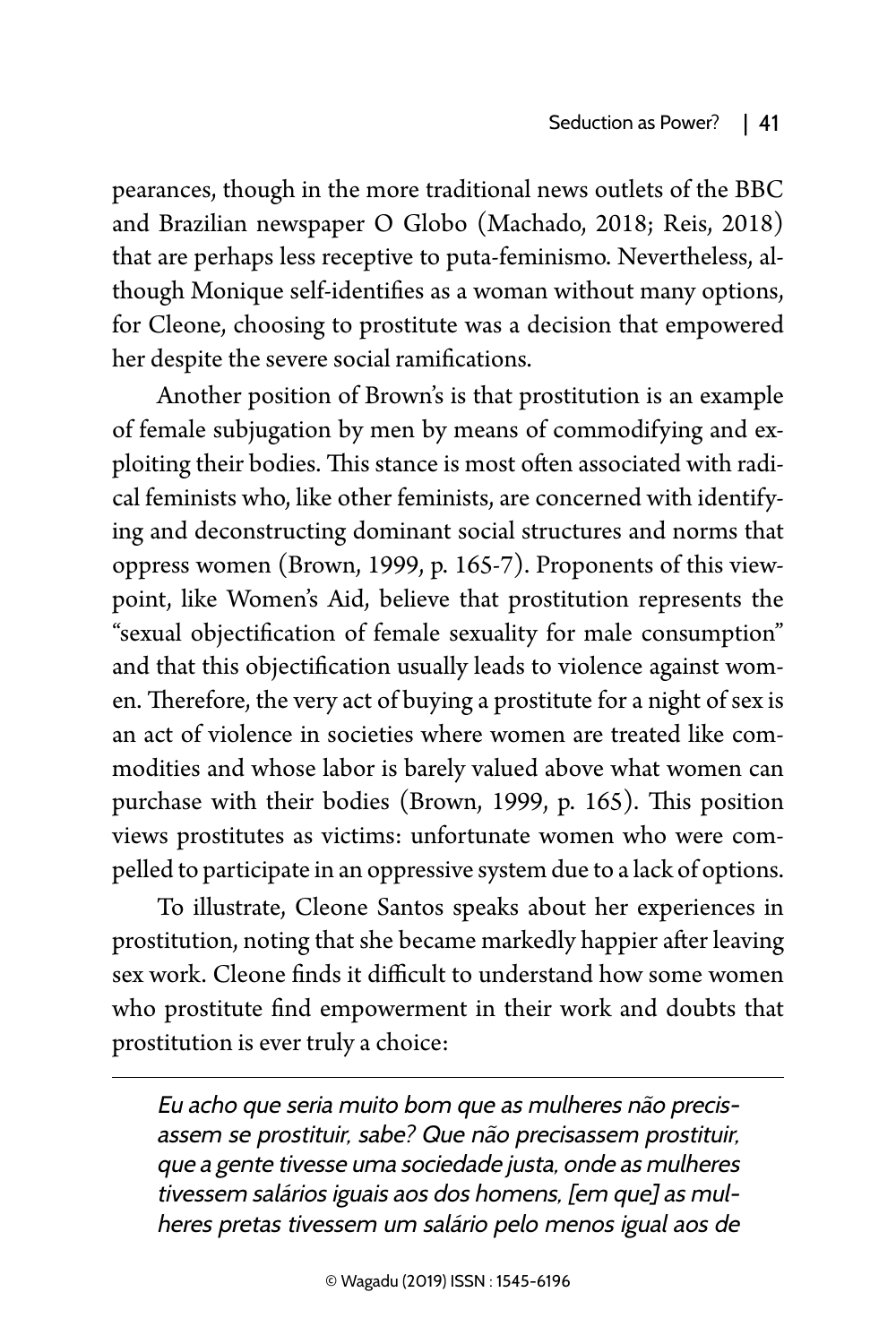pearances, though in the more traditional news outlets of the BBC and Brazilian newspaper O Globo (Machado, 2018; Reis, 2018) that are perhaps less receptive to puta-feminismo. Nevertheless, although Monique self-identifies as a woman without many options, for Cleone, choosing to prostitute was a decision that empowered her despite the severe social ramifications.

Another position of Brown's is that prostitution is an example of female subjugation by men by means of commodifying and exploiting their bodies. This stance is most often associated with radical feminists who, like other feminists, are concerned with identifying and deconstructing dominant social structures and norms that oppress women (Brown, 1999, p. 165-7). Proponents of this viewpoint, like Women's Aid, believe that prostitution represents the "sexual objectification of female sexuality for male consumption" and that this objectification usually leads to violence against women. Therefore, the very act of buying a prostitute for a night of sex is an act of violence in societies where women are treated like commodities and whose labor is barely valued above what women can purchase with their bodies (Brown, 1999, p. 165). This position views prostitutes as victims: unfortunate women who were compelled to participate in an oppressive system due to a lack of options.

To illustrate, Cleone Santos speaks about her experiences in prostitution, noting that she became markedly happier after leaving sex work. Cleone finds it difficult to understand how some women who prostitute find empowerment in their work and doubts that prostitution is ever truly a choice:

*Eu acho que seria muito bom que as mulheres não precisassem se prostituir, sabe? Que não precisassem prostituir, que a gente tivesse uma sociedade justa, onde as mulheres tivessem salários iguais aos dos homens, [em que] as mulheres pretas tivessem um salário pelo menos igual aos de*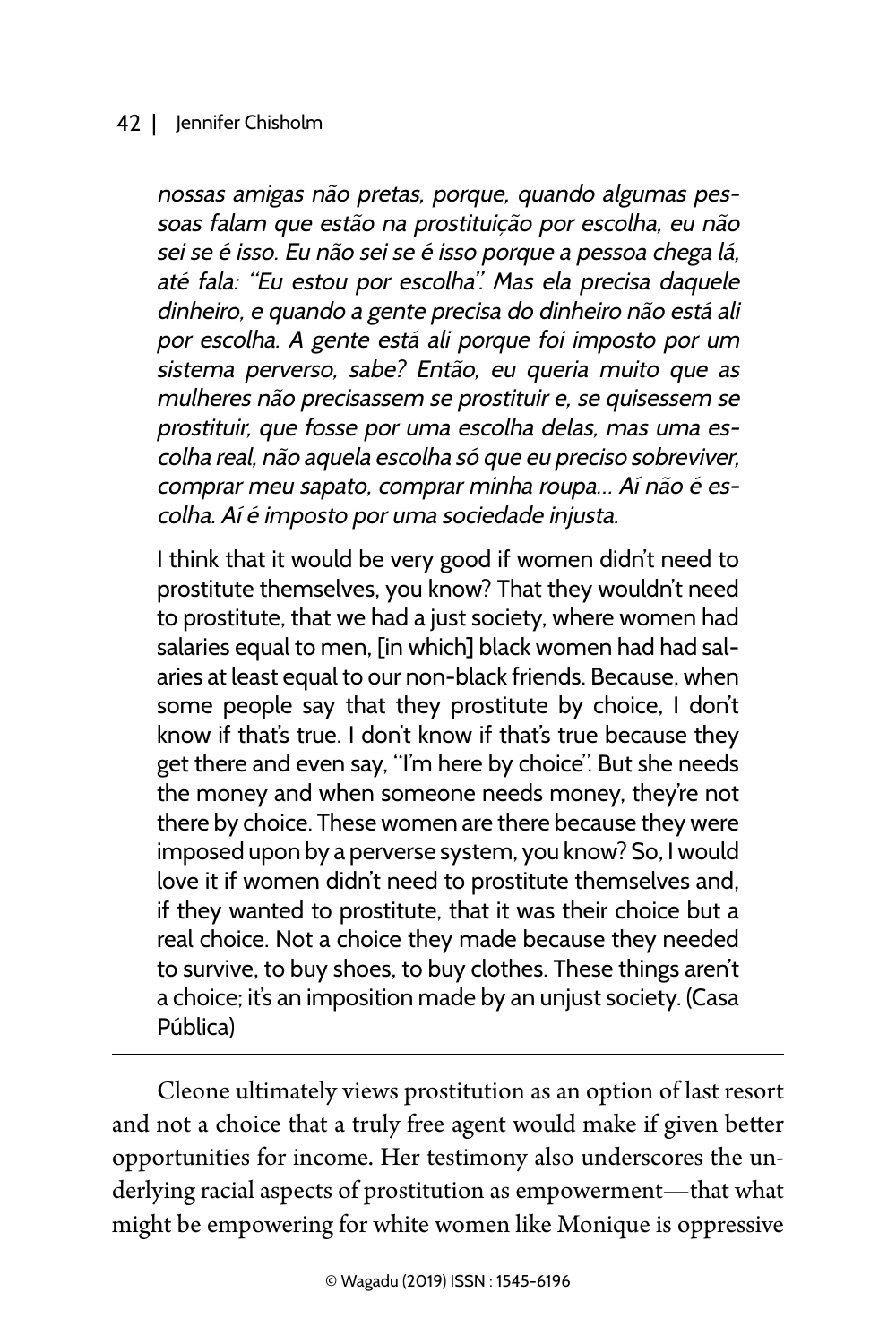*nossas amigas não pretas, porque, quando algumas pessoas falam que estão na prostituição por escolha, eu não sei se é isso. Eu não sei se é isso porque a pessoa chega lá, até fala: "Eu estou por escolha". Mas ela precisa daquele dinheiro, e quando a gente precisa do dinheiro não está ali por escolha. A gente está ali porque foi imposto por um sistema perverso, sabe? Então, eu queria muito que as mulheres não precisassem se prostituir e, se quisessem se prostituir, que fosse por uma escolha delas, mas uma escolha real, não aquela escolha só que eu preciso sobreviver, comprar meu sapato, comprar minha roupa... Aí não é escolha. Aí é imposto por uma sociedade injusta.*

I think that it would be very good if women didn't need to prostitute themselves, you know? That they wouldn't need to prostitute, that we had a just society, where women had salaries equal to men, [in which] black women had had salaries at least equal to our non-black friends. Because, when some people say that they prostitute by choice, I don't know if that's true. I don't know if that's true because they get there and even say, "I'm here by choice". But she needs the money and when someone needs money, they're not there by choice. These women are there because they were imposed upon by a perverse system, you know? So, I would love it if women didn't need to prostitute themselves and, if they wanted to prostitute, that it was their choice but a real choice. Not a choice they made because they needed to survive, to buy shoes, to buy clothes. These things aren't a choice; it's an imposition made by an unjust society. (Casa Pública)

---

Cleone ultimately views prostitution as an option of last resort and not a choice that a truly free agent would make if given better opportunities for income. Her testimony also underscores the underlying racial aspects of prostitution as empowerment—that what might be empowering for white women like Monique is oppressive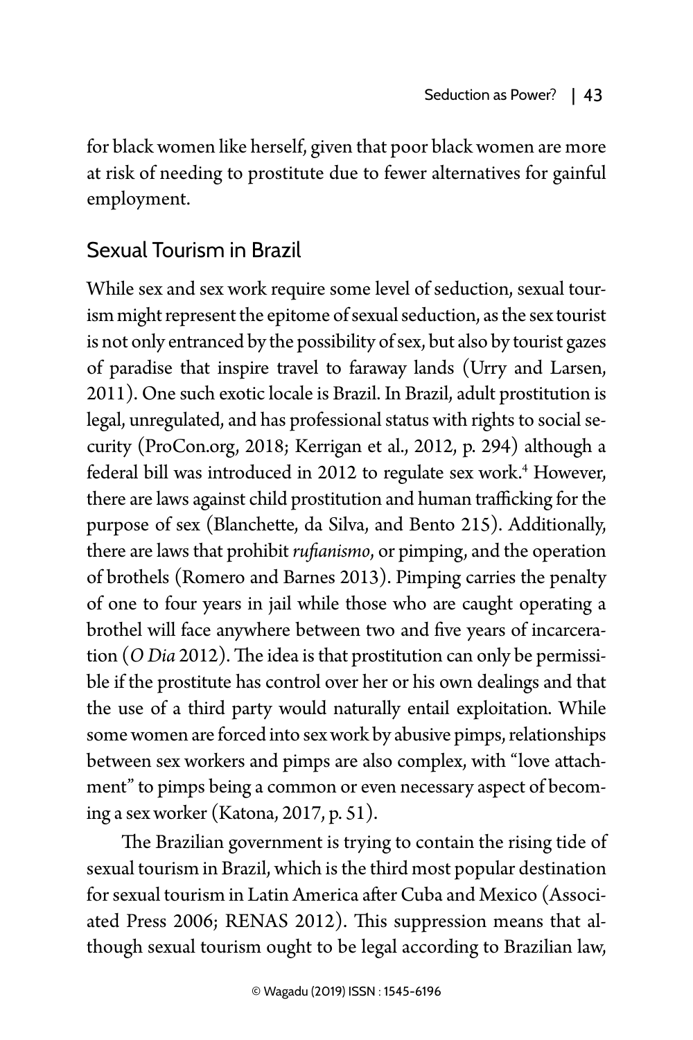for black women like herself, given that poor black women are more at risk of needing to prostitute due to fewer alternatives for gainful employment.

## Sexual Tourism in Brazil

While sex and sex work require some level of seduction, sexual tourism might represent the epitome of sexual seduction, as the sex tourist is not only entranced by the possibility of sex, but also by tourist gazes of paradise that inspire travel to faraway lands (Urry and Larsen, 2011). One such exotic locale is Brazil. In Brazil, adult prostitution is legal, unregulated, and has professional status with rights to social security (ProCon.org, 2018; Kerrigan et al., 2012, p. 294) although a federal bill was introduced in 2012 to regulate sex work.[4] However, there are laws against child prostitution and human trafficking for the purpose of sex (Blanchette, da Silva, and Bento 215). Additionally, there are laws that prohibit *rufianismo*, or pimping, and the operation of brothels (Romero and Barnes 2013). Pimping carries the penalty of one to four years in jail while those who are caught operating a brothel will face anywhere between two and five years of incarceration (*O Dia* 2012). The idea is that prostitution can only be permissible if the prostitute has control over her or his own dealings and that the use of a third party would naturally entail exploitation. While some women are forced into sex work by abusive pimps, relationships between sex workers and pimps are also complex, with "love attachment" to pimps being a common or even necessary aspect of becoming a sex worker (Katona, 2017, p. 51).

The Brazilian government is trying to contain the rising tide of sexual tourism in Brazil, which is the third most popular destination for sexual tourism in Latin America after Cuba and Mexico (Associated Press 2006; RENAS 2012). This suppression means that although sexual tourism ought to be legal according to Brazilian law,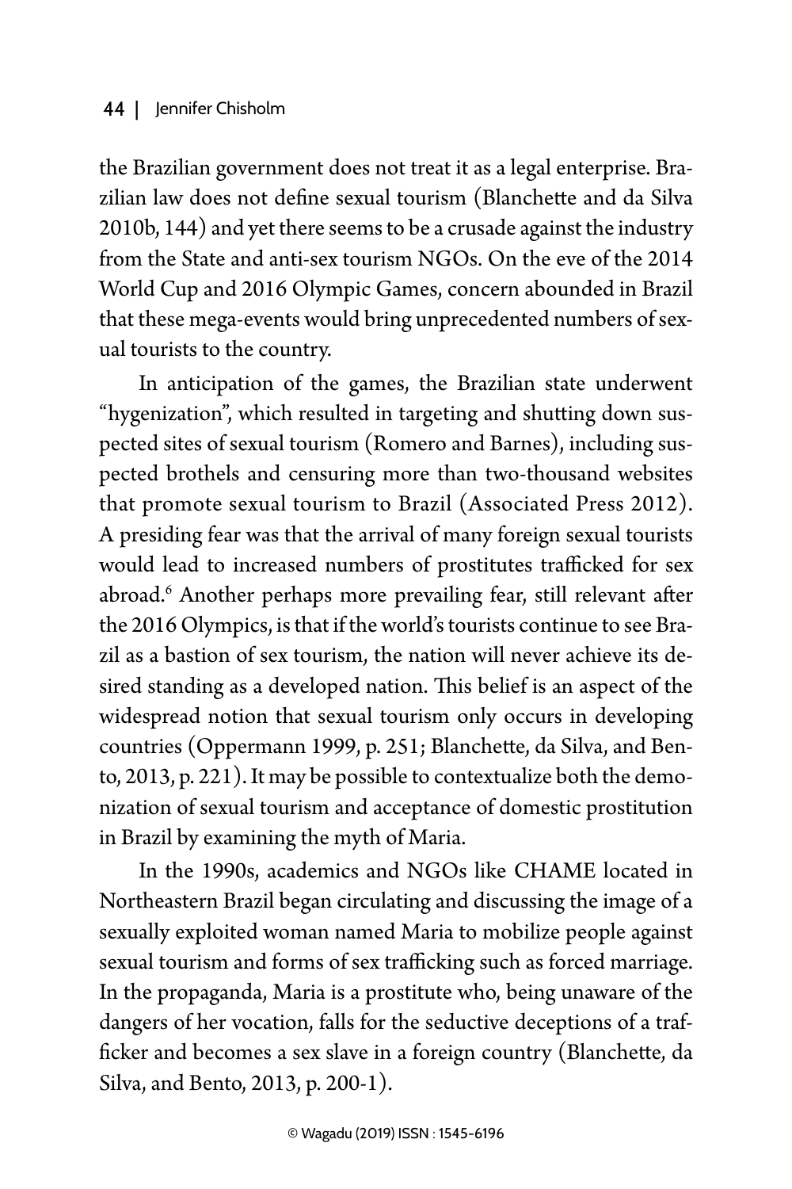the Brazilian government does not treat it as a legal enterprise. Brazilian law does not define sexual tourism (Blanchette and da Silva 2010b, 144) and yet there seems to be a crusade against the industry from the State and anti-sex tourism NGOs. On the eve of the 2014 World Cup and 2016 Olympic Games, concern abounded in Brazil that these mega-events would bring unprecedented numbers of sexual tourists to the country.

In anticipation of the games, the Brazilian state underwent "hygenization", which resulted in targeting and shutting down suspected sites of sexual tourism (Romero and Barnes), including suspected brothels and censuring more than two-thousand websites that promote sexual tourism to Brazil (Associated Press 2012). A presiding fear was that the arrival of many foreign sexual tourists would lead to increased numbers of prostitutes trafficked for sex abroad.[6] Another perhaps more prevailing fear, still relevant after the 2016 Olympics, is that if the world's tourists continue to see Brazil as a bastion of sex tourism, the nation will never achieve its desired standing as a developed nation. This belief is an aspect of the widespread notion that sexual tourism only occurs in developing countries (Oppermann 1999, p. 251; Blanchette, da Silva, and Bento, 2013, p. 221). It may be possible to contextualize both the demonization of sexual tourism and acceptance of domestic prostitution in Brazil by examining the myth of Maria.

In the 1990s, academics and NGOs like CHAME located in Northeastern Brazil began circulating and discussing the image of a sexually exploited woman named Maria to mobilize people against sexual tourism and forms of sex trafficking such as forced marriage. In the propaganda, Maria is a prostitute who, being unaware of the dangers of her vocation, falls for the seductive deceptions of a trafficker and becomes a sex slave in a foreign country (Blanchette, da Silva, and Bento, 2013, p. 200-1).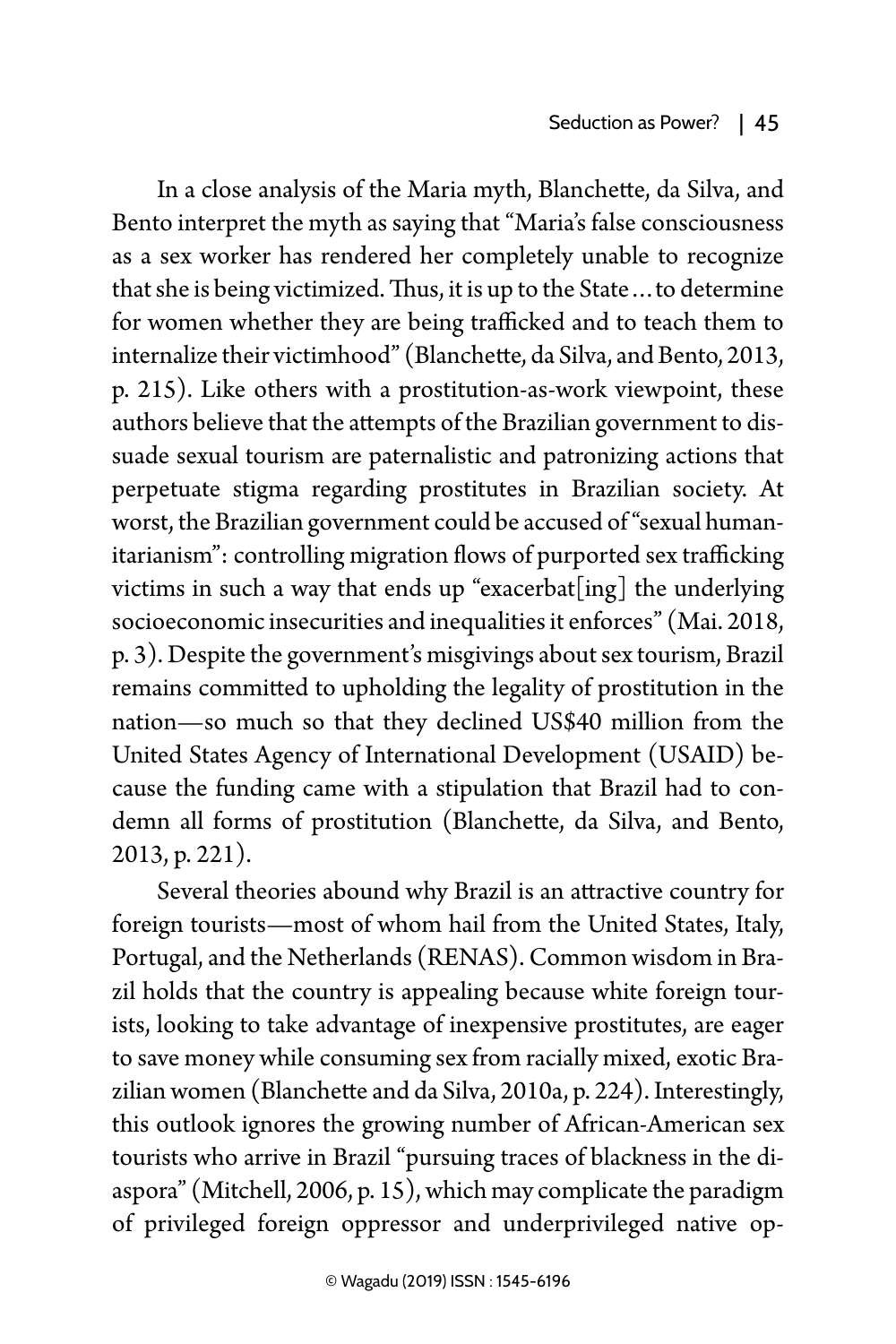In a close analysis of the Maria myth, Blanchette, da Silva, and Bento interpret the myth as saying that "Maria's false consciousness as a sex worker has rendered her completely unable to recognize that she is being victimized. Thus, it is up to the State…to determine for women whether they are being trafficked and to teach them to internalize their victimhood" (Blanchette, da Silva, and Bento, 2013, p. 215). Like others with a prostitution-as-work viewpoint, these authors believe that the attempts of the Brazilian government to dissuade sexual tourism are paternalistic and patronizing actions that perpetuate stigma regarding prostitutes in Brazilian society. At worst, the Brazilian government could be accused of "sexual humanitarianism": controlling migration flows of purported sex trafficking victims in such a way that ends up "exacerbat[ing] the underlying socioeconomic insecurities and inequalities it enforces" (Mai. 2018, p. 3). Despite the government's misgivings about sex tourism, Brazil remains committed to upholding the legality of prostitution in the nation—so much so that they declined US$40 million from the United States Agency of International Development (USAID) because the funding came with a stipulation that Brazil had to condemn all forms of prostitution (Blanchette, da Silva, and Bento, 2013, p. 221).

Several theories abound why Brazil is an attractive country for foreign tourists—most of whom hail from the United States, Italy, Portugal, and the Netherlands (RENAS). Common wisdom in Brazil holds that the country is appealing because white foreign tourists, looking to take advantage of inexpensive prostitutes, are eager to save money while consuming sex from racially mixed, exotic Brazilian women (Blanchette and da Silva, 2010a, p. 224). Interestingly, this outlook ignores the growing number of African-American sex tourists who arrive in Brazil "pursuing traces of blackness in the diaspora" (Mitchell, 2006, p. 15), which may complicate the paradigm of privileged foreign oppressor and underprivileged native op-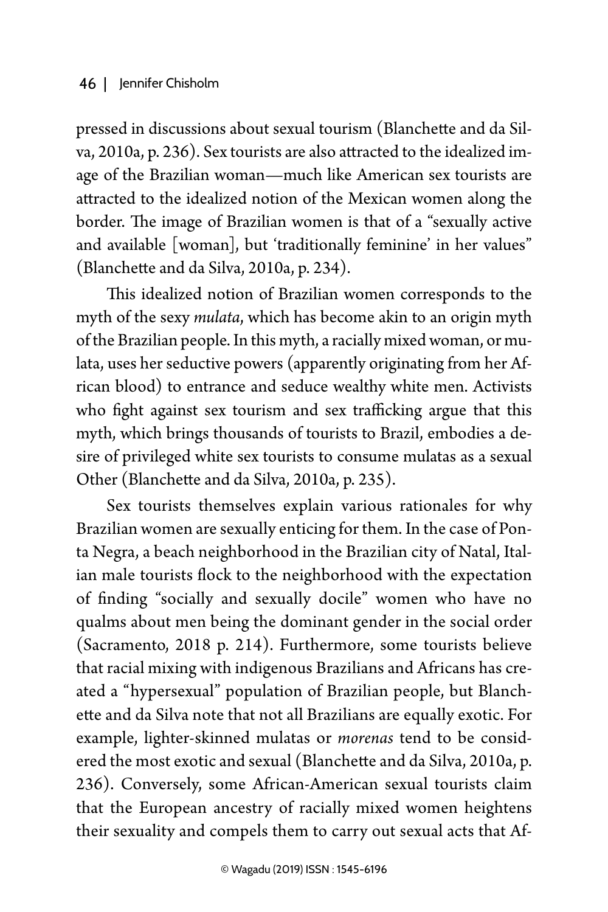pressed in discussions about sexual tourism (Blanchette and da Silva, 2010a, p. 236). Sex tourists are also attracted to the idealized image of the Brazilian woman—much like American sex tourists are attracted to the idealized notion of the Mexican women along the border. The image of Brazilian women is that of a "sexually active and available [woman], but 'traditionally feminine' in her values" (Blanchette and da Silva, 2010a, p. 234).

This idealized notion of Brazilian women corresponds to the myth of the sexy *mulata*, which has become akin to an origin myth of the Brazilian people. In this myth, a racially mixed woman, or mulata, uses her seductive powers (apparently originating from her African blood) to entrance and seduce wealthy white men. Activists who fight against sex tourism and sex trafficking argue that this myth, which brings thousands of tourists to Brazil, embodies a desire of privileged white sex tourists to consume mulatas as a sexual Other (Blanchette and da Silva, 2010a, p. 235).

Sex tourists themselves explain various rationales for why Brazilian women are sexually enticing for them. In the case of Ponta Negra, a beach neighborhood in the Brazilian city of Natal, Italian male tourists flock to the neighborhood with the expectation of finding "socially and sexually docile" women who have no qualms about men being the dominant gender in the social order (Sacramento, 2018 p. 214). Furthermore, some tourists believe that racial mixing with indigenous Brazilians and Africans has created a "hypersexual" population of Brazilian people, but Blanchette and da Silva note that not all Brazilians are equally exotic. For example, lighter-skinned mulatas or *morenas* tend to be considered the most exotic and sexual (Blanchette and da Silva, 2010a, p. 236). Conversely, some African-American sexual tourists claim that the European ancestry of racially mixed women heightens their sexuality and compels them to carry out sexual acts that Af-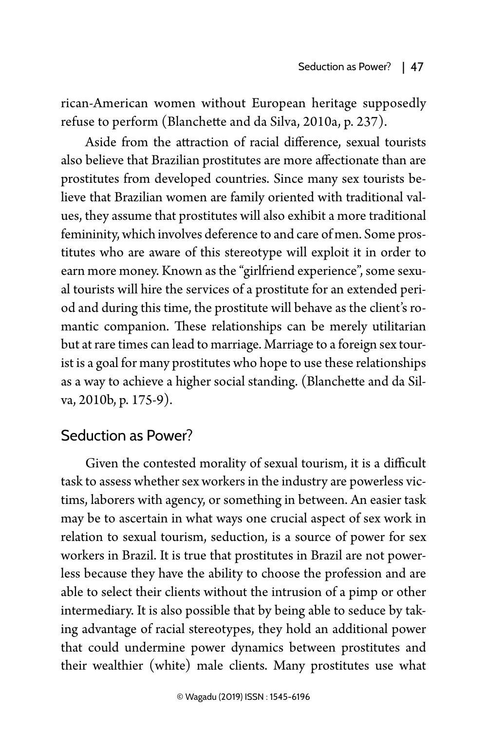rican-American women without European heritage supposedly refuse to perform (Blanchette and da Silva, 2010a, p. 237).

Aside from the attraction of racial difference, sexual tourists also believe that Brazilian prostitutes are more affectionate than are prostitutes from developed countries. Since many sex tourists believe that Brazilian women are family oriented with traditional values, they assume that prostitutes will also exhibit a more traditional femininity, which involves deference to and care of men. Some prostitutes who are aware of this stereotype will exploit it in order to earn more money. Known as the "girlfriend experience", some sexual tourists will hire the services of a prostitute for an extended period and during this time, the prostitute will behave as the client's romantic companion. These relationships can be merely utilitarian but at rare times can lead to marriage. Marriage to a foreign sex tourist is a goal for many prostitutes who hope to use these relationships as a way to achieve a higher social standing. (Blanchette and da Silva, 2010b, p. 175-9).

## Seduction as Power?

Given the contested morality of sexual tourism, it is a difficult task to assess whether sex workers in the industry are powerless victims, laborers with agency, or something in between. An easier task may be to ascertain in what ways one crucial aspect of sex work in relation to sexual tourism, seduction, is a source of power for sex workers in Brazil. It is true that prostitutes in Brazil are not powerless because they have the ability to choose the profession and are able to select their clients without the intrusion of a pimp or other intermediary. It is also possible that by being able to seduce by taking advantage of racial stereotypes, they hold an additional power that could undermine power dynamics between prostitutes and their wealthier (white) male clients. Many prostitutes use what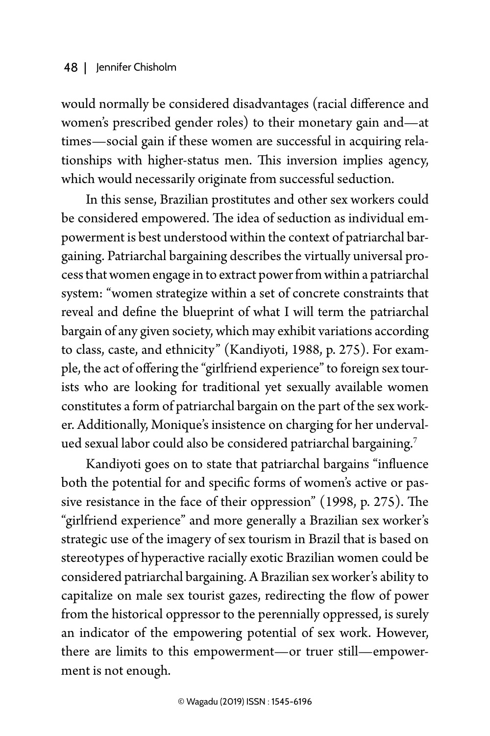would normally be considered disadvantages (racial difference and women's prescribed gender roles) to their monetary gain and—at times—social gain if these women are successful in acquiring relationships with higher-status men. This inversion implies agency, which would necessarily originate from successful seduction.

In this sense, Brazilian prostitutes and other sex workers could be considered empowered. The idea of seduction as individual empowerment is best understood within the context of patriarchal bargaining. Patriarchal bargaining describes the virtually universal process that women engage in to extract power from within a patriarchal system: "women strategize within a set of concrete constraints that reveal and define the blueprint of what I will term the patriarchal bargain of any given society, which may exhibit variations according to class, caste, and ethnicity" (Kandiyoti, 1988, p. 275). For example, the act of offering the "girlfriend experience" to foreign sex tourists who are looking for traditional yet sexually available women constitutes a form of patriarchal bargain on the part of the sex worker. Additionally, Monique's insistence on charging for her undervalued sexual labor could also be considered patriarchal bargaining.[7]

Kandiyoti goes on to state that patriarchal bargains "influence both the potential for and specific forms of women's active or passive resistance in the face of their oppression" (1998, p. 275). The "girlfriend experience" and more generally a Brazilian sex worker's strategic use of the imagery of sex tourism in Brazil that is based on stereotypes of hyperactive racially exotic Brazilian women could be considered patriarchal bargaining. A Brazilian sex worker's ability to capitalize on male sex tourist gazes, redirecting the flow of power from the historical oppressor to the perennially oppressed, is surely an indicator of the empowering potential of sex work. However, there are limits to this empowerment—or truer still—empowerment is not enough.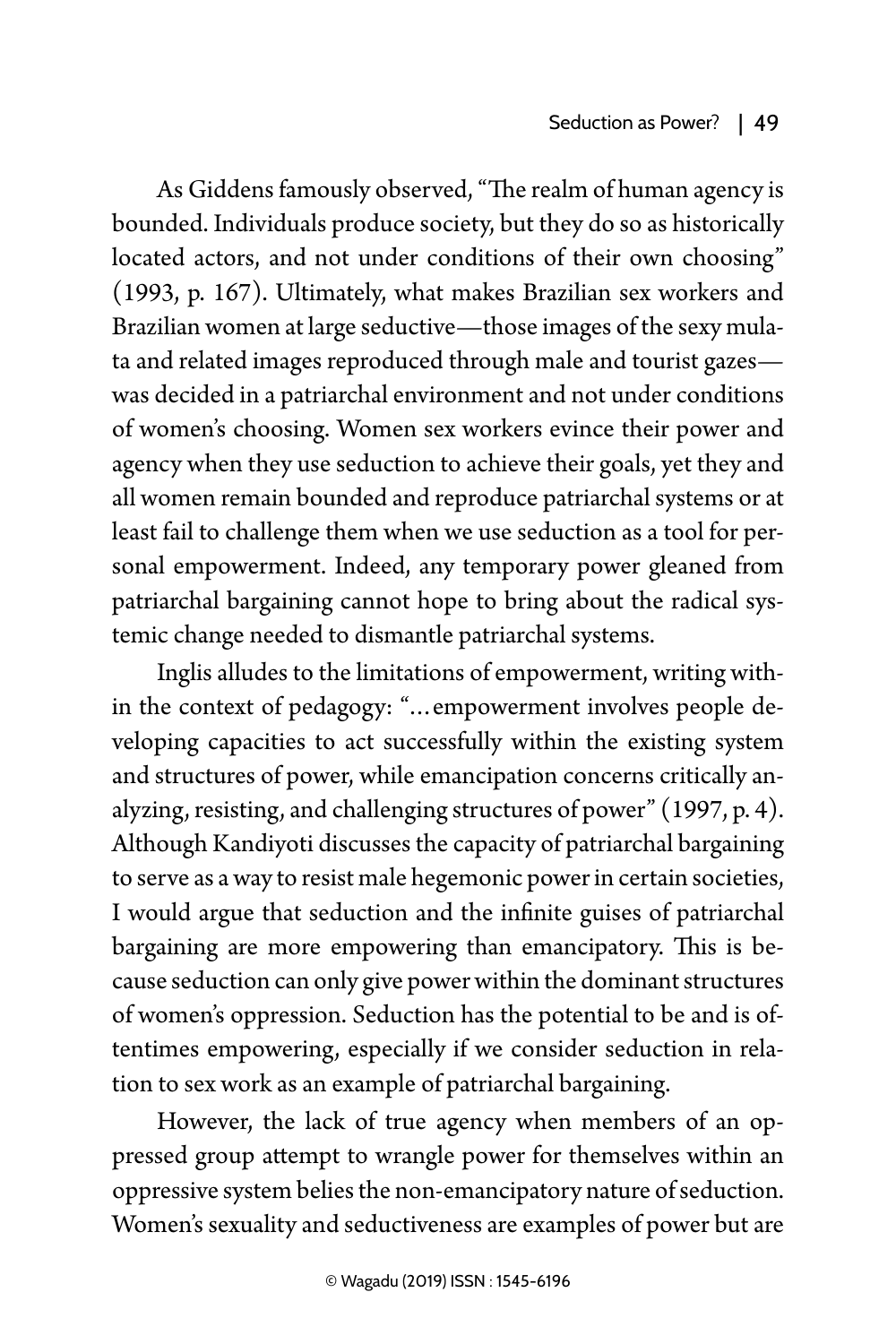As Giddens famously observed, "The realm of human agency is bounded. Individuals produce society, but they do so as historically located actors, and not under conditions of their own choosing" (1993, p. 167). Ultimately, what makes Brazilian sex workers and Brazilian women at large seductive—those images of the sexy mulata and related images reproduced through male and tourist gazes—was decided in a patriarchal environment and not under conditions of women's choosing. Women sex workers evince their power and agency when they use seduction to achieve their goals, yet they and all women remain bounded and reproduce patriarchal systems or at least fail to challenge them when we use seduction as a tool for personal empowerment. Indeed, any temporary power gleaned from patriarchal bargaining cannot hope to bring about the radical systemic change needed to dismantle patriarchal systems.

Inglis alludes to the limitations of empowerment, writing within the context of pedagogy: "…empowerment involves people developing capacities to act successfully within the existing system and structures of power, while emancipation concerns critically analyzing, resisting, and challenging structures of power" (1997, p. 4). Although Kandiyoti discusses the capacity of patriarchal bargaining to serve as a way to resist male hegemonic power in certain societies, I would argue that seduction and the infinite guises of patriarchal bargaining are more empowering than emancipatory. This is because seduction can only give power within the dominant structures of women's oppression. Seduction has the potential to be and is oftentimes empowering, especially if we consider seduction in relation to sex work as an example of patriarchal bargaining.

However, the lack of true agency when members of an oppressed group attempt to wrangle power for themselves within an oppressive system belies the non-emancipatory nature of seduction. Women's sexuality and seductiveness are examples of power but are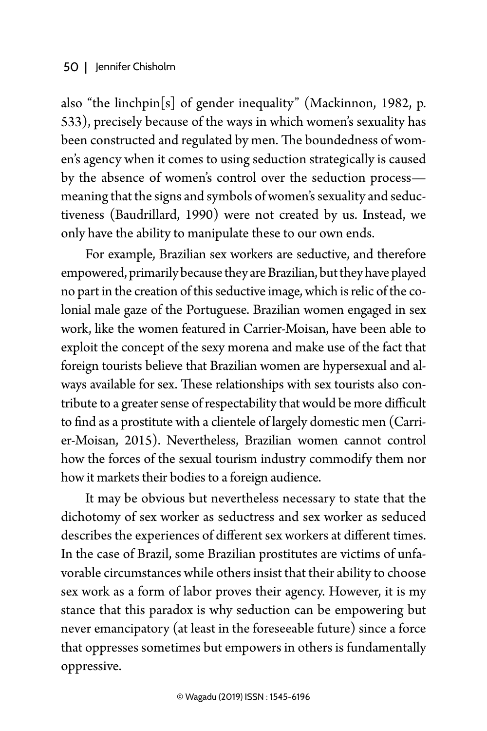also "the linchpin[s] of gender inequality" (Mackinnon, 1982, p. 533), precisely because of the ways in which women's sexuality has been constructed and regulated by men. The boundedness of women's agency when it comes to using seduction strategically is caused by the absence of women's control over the seduction process—meaning that the signs and symbols of women's sexuality and seductiveness (Baudrillard, 1990) were not created by us. Instead, we only have the ability to manipulate these to our own ends.

For example, Brazilian sex workers are seductive, and therefore empowered, primarily because they are Brazilian, but they have played no part in the creation of this seductive image, which is relic of the colonial male gaze of the Portuguese. Brazilian women engaged in sex work, like the women featured in Carrier-Moisan, have been able to exploit the concept of the sexy morena and make use of the fact that foreign tourists believe that Brazilian women are hypersexual and always available for sex. These relationships with sex tourists also contribute to a greater sense of respectability that would be more difficult to find as a prostitute with a clientele of largely domestic men (Carrier-Moisan, 2015). Nevertheless, Brazilian women cannot control how the forces of the sexual tourism industry commodify them nor how it markets their bodies to a foreign audience.

It may be obvious but nevertheless necessary to state that the dichotomy of sex worker as seductress and sex worker as seduced describes the experiences of different sex workers at different times. In the case of Brazil, some Brazilian prostitutes are victims of unfavorable circumstances while others insist that their ability to choose sex work as a form of labor proves their agency. However, it is my stance that this paradox is why seduction can be empowering but never emancipatory (at least in the foreseeable future) since a force that oppresses sometimes but empowers in others is fundamentally oppressive.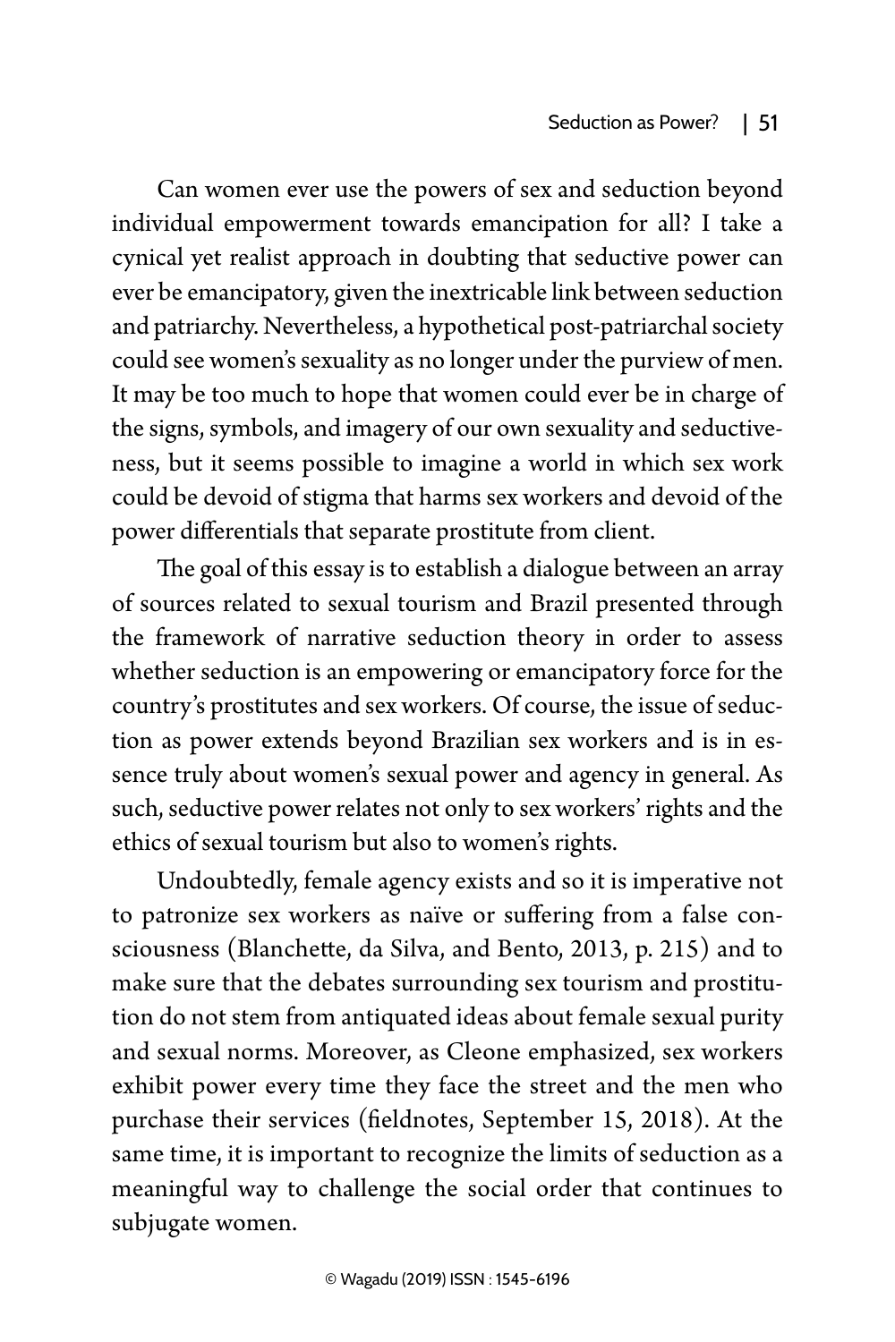Can women ever use the powers of sex and seduction beyond individual empowerment towards emancipation for all? I take a cynical yet realist approach in doubting that seductive power can ever be emancipatory, given the inextricable link between seduction and patriarchy. Nevertheless, a hypothetical post-patriarchal society could see women's sexuality as no longer under the purview of men. It may be too much to hope that women could ever be in charge of the signs, symbols, and imagery of our own sexuality and seductiveness, but it seems possible to imagine a world in which sex work could be devoid of stigma that harms sex workers and devoid of the power differentials that separate prostitute from client.

The goal of this essay is to establish a dialogue between an array of sources related to sexual tourism and Brazil presented through the framework of narrative seduction theory in order to assess whether seduction is an empowering or emancipatory force for the country's prostitutes and sex workers. Of course, the issue of seduction as power extends beyond Brazilian sex workers and is in essence truly about women's sexual power and agency in general. As such, seductive power relates not only to sex workers' rights and the ethics of sexual tourism but also to women's rights.

Undoubtedly, female agency exists and so it is imperative not to patronize sex workers as naïve or suffering from a false consciousness (Blanchette, da Silva, and Bento, 2013, p. 215) and to make sure that the debates surrounding sex tourism and prostitution do not stem from antiquated ideas about female sexual purity and sexual norms. Moreover, as Cleone emphasized, sex workers exhibit power every time they face the street and the men who purchase their services (fieldnotes, September 15, 2018). At the same time, it is important to recognize the limits of seduction as a meaningful way to challenge the social order that continues to subjugate women.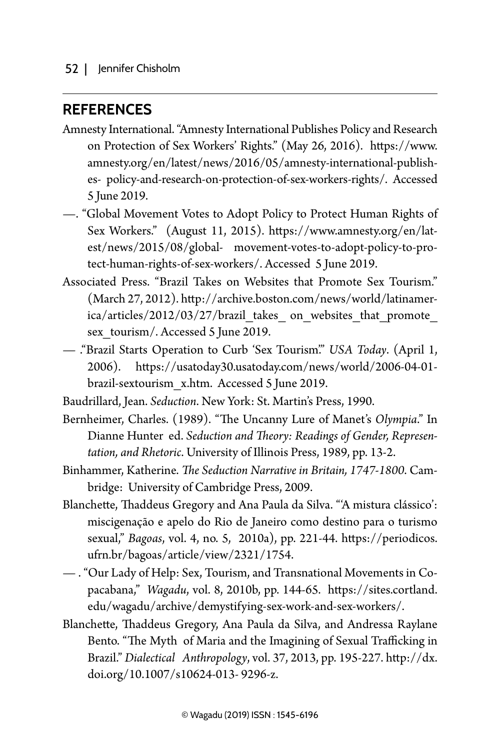## REFERENCES

Amnesty International. "Amnesty International Publishes Policy and Research on Protection of Sex Workers' Rights." (May 26, 2016). https://www.amnesty.org/en/latest/news/2016/05/amnesty-international-publishes- policy-and-research-on-protection-of-sex-workers-rights/. Accessed 5 June 2019.

—. "Global Movement Votes to Adopt Policy to Protect Human Rights of Sex Workers." (August 11, 2015). https://www.amnesty.org/en/latest/news/2015/08/global- movement-votes-to-adopt-policy-to-protect-human-rights-of-sex-workers/. Accessed 5 June 2019.

Associated Press. "Brazil Takes on Websites that Promote Sex Tourism." (March 27, 2012). http://archive.boston.com/news/world/latinamerica/articles/2012/03/27/brazil_takes_ on_websites_that_promote_sex_tourism/. Accessed 5 June 2019.

— ."Brazil Starts Operation to Curb 'Sex Tourism.'" *USA Today*. (April 1, 2006). https://usatoday30.usatoday.com/news/world/2006-04-01-brazil-sextourism_x.htm. Accessed 5 June 2019.

Baudrillard, Jean. *Seduction*. New York: St. Martin's Press, 1990.

Bernheimer, Charles. (1989). "The Uncanny Lure of Manet's *Olympia*." In Dianne Hunter ed. *Seduction and Theory: Readings of Gender, Representation, and Rhetoric*. University of Illinois Press, 1989, pp. 13-2.

Binhammer, Katherine. *The Seduction Narrative in Britain, 1747-1800*. Cambridge: University of Cambridge Press, 2009.

Blanchette, Thaddeus Gregory and Ana Paula da Silva. "'A mistura clássico': miscigenação e apelo do Rio de Janeiro como destino para o turismo sexual," *Bagoas*, vol. 4, no. 5, 2010a), pp. 221-44. https://periodicos.ufrn.br/bagoas/article/view/2321/1754.

— . "Our Lady of Help: Sex, Tourism, and Transnational Movements in Copacabana," *Wagadu*, vol. 8, 2010b, pp. 144-65. https://sites.cortland.edu/wagadu/archive/demystifying-sex-work-and-sex-workers/.

Blanchette, Thaddeus Gregory, Ana Paula da Silva, and Andressa Raylane Bento. "The Myth of Maria and the Imagining of Sexual Trafficking in Brazil." *Dialectical Anthropology*, vol. 37, 2013, pp. 195-227. http://dx.doi.org/10.1007/s10624-013- 9296-z.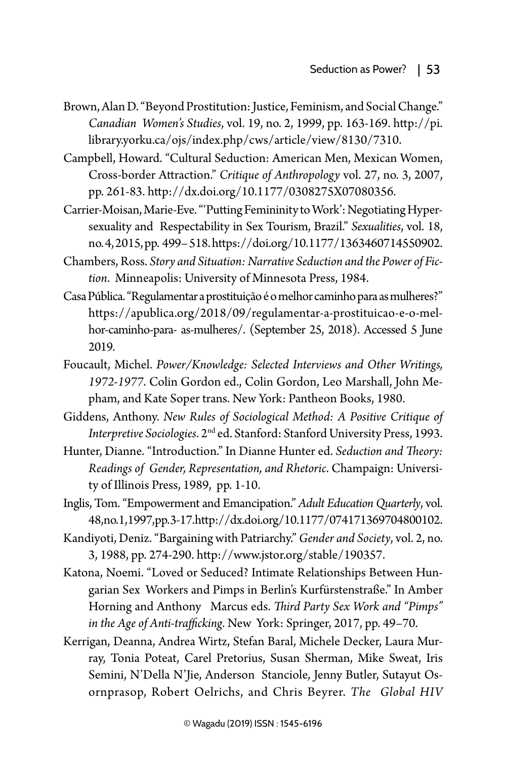Brown, Alan D. "Beyond Prostitution: Justice, Feminism, and Social Change." *Canadian Women's Studies*, vol. 19, no. 2, 1999, pp. 163-169. http://pi.library.yorku.ca/ojs/index.php/cws/article/view/8130/7310.

Campbell, Howard. "Cultural Seduction: American Men, Mexican Women, Cross-border Attraction." *Critique of Anthropology* vol. 27, no. 3, 2007, pp. 261-83. http://dx.doi.org/10.1177/0308275X07080356.

Carrier-Moisan, Marie-Eve. "'Putting Femininity to Work': Negotiating Hypersexuality and Respectability in Sex Tourism, Brazil." *Sexualities*, vol. 18, no. 4, 2015, pp. 499– 518. https://doi.org/10.1177/1363460714550902.

Chambers, Ross. *Story and Situation: Narrative Seduction and the Power of Fiction*. Minneapolis: University of Minnesota Press, 1984.

Casa Pública. "Regulamentar a prostituição é o melhor caminho para as mulheres?" https://apublica.org/2018/09/regulamentar-a-prostituicao-e-o-melhor-caminho-para- as-mulheres/. (September 25, 2018). Accessed 5 June 2019.

Foucault, Michel. *Power/Knowledge: Selected Interviews and Other Writings, 1972-1977*. Colin Gordon ed., Colin Gordon, Leo Marshall, John Mepham, and Kate Soper trans. New York: Pantheon Books, 1980.

Giddens, Anthony. *New Rules of Sociological Method: A Positive Critique of Interpretive Sociologies*. 2nd ed. Stanford: Stanford University Press, 1993.

Hunter, Dianne. "Introduction." In Dianne Hunter ed. *Seduction and Theory: Readings of Gender, Representation, and Rhetoric*. Champaign: University of Illinois Press, 1989, pp. 1-10.

Inglis, Tom. "Empowerment and Emancipation." *Adult Education Quarterly*, vol. 48, no. 1, 1997, pp. 3-17. http://dx.doi.org/10.1177/074171369704800102.

Kandiyoti, Deniz. "Bargaining with Patriarchy." *Gender and Society*, vol. 2, no. 3, 1988, pp. 274-290. http://www.jstor.org/stable/190357.

Katona, Noemi. "Loved or Seduced? Intimate Relationships Between Hungarian Sex Workers and Pimps in Berlin's Kurfürstenstraße." In Amber Horning and Anthony Marcus eds. *Third Party Sex Work and "Pimps" in the Age of Anti-trafficking*. New York: Springer, 2017, pp. 49–70.

Kerrigan, Deanna, Andrea Wirtz, Stefan Baral, Michele Decker, Laura Murray, Tonia Poteat, Carel Pretorius, Susan Sherman, Mike Sweat, Iris Semini, N'Della N'Jie, Anderson Stanciole, Jenny Butler, Sutayut Osornprasop, Robert Oelrichs, and Chris Beyrer. *The Global HIV*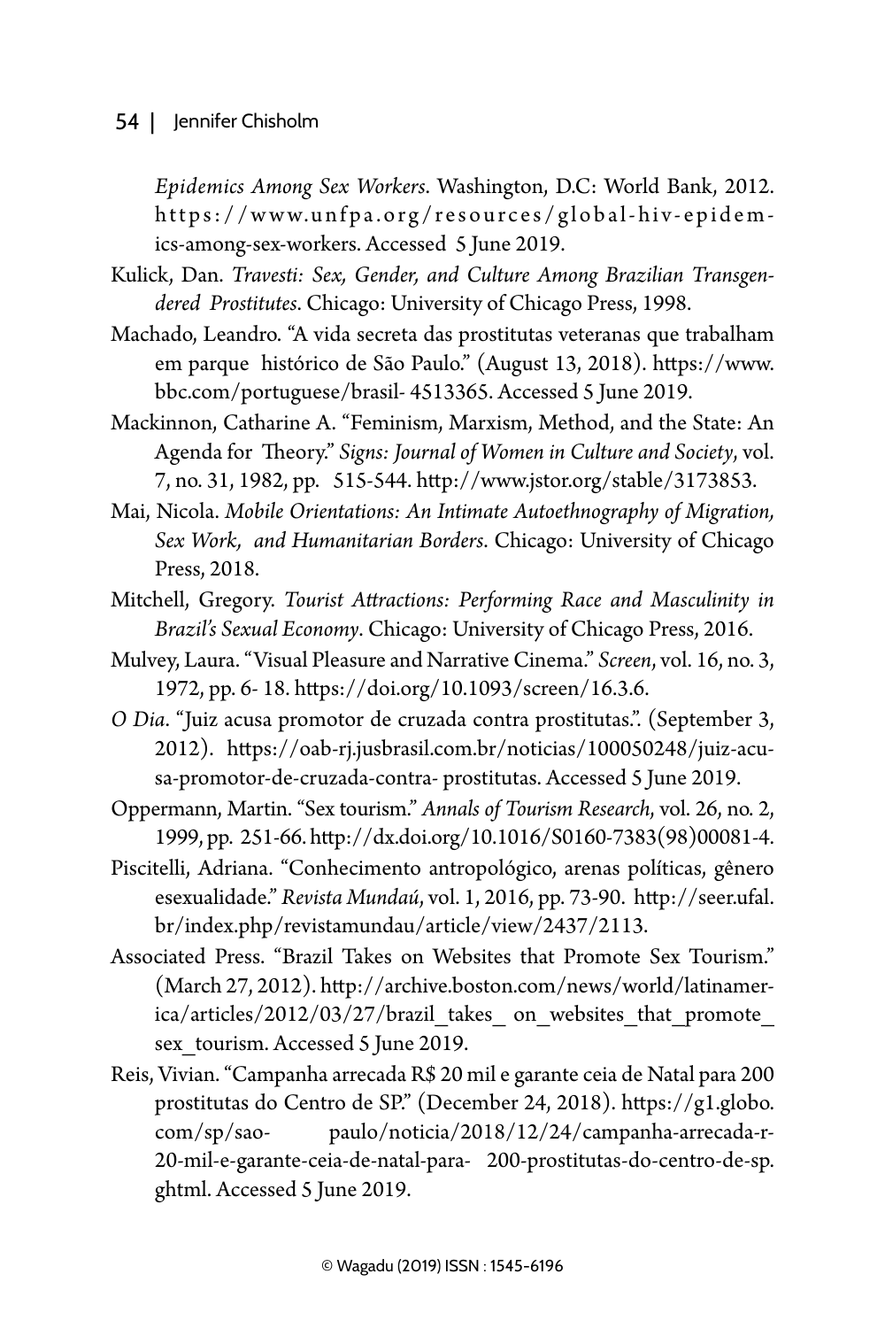*Epidemics Among Sex Workers*. Washington, D.C: World Bank, 2012. https://www.unfpa.org/resources/global-hiv-epidemics-among-sex-workers. Accessed 5 June 2019.

Kulick, Dan. *Travesti: Sex, Gender, and Culture Among Brazilian Transgendered Prostitutes*. Chicago: University of Chicago Press, 1998.

Machado, Leandro. "A vida secreta das prostitutas veteranas que trabalham em parque histórico de São Paulo." (August 13, 2018). https://www.bbc.com/portuguese/brasil- 4513365. Accessed 5 June 2019.

Mackinnon, Catharine A. "Feminism, Marxism, Method, and the State: An Agenda for Theory." *Signs: Journal of Women in Culture and Society*, vol. 7, no. 31, 1982, pp. 515-544. http://www.jstor.org/stable/3173853.

Mai, Nicola. *Mobile Orientations: An Intimate Autoethnography of Migration, Sex Work, and Humanitarian Borders*. Chicago: University of Chicago Press, 2018.

Mitchell, Gregory. *Tourist Attractions: Performing Race and Masculinity in Brazil's Sexual Economy*. Chicago: University of Chicago Press, 2016.

Mulvey, Laura. "Visual Pleasure and Narrative Cinema." *Screen*, vol. 16, no. 3, 1972, pp. 6- 18. https://doi.org/10.1093/screen/16.3.6.

*O Dia*. "Juiz acusa promotor de cruzada contra prostitutas.". (September 3, 2012). https://oab-rj.jusbrasil.com.br/noticias/100050248/juiz-acusa-promotor-de-cruzada-contra- prostitutas. Accessed 5 June 2019.

Oppermann, Martin. "Sex tourism." *Annals of Tourism Research*, vol. 26, no. 2, 1999, pp. 251-66. http://dx.doi.org/10.1016/S0160-7383(98)00081-4.

Piscitelli, Adriana. "Conhecimento antropológico, arenas políticas, gênero esexualidade." *Revista Mundaú*, vol. 1, 2016, pp. 73-90. http://seer.ufal.br/index.php/revistamundau/article/view/2437/2113.

Associated Press. "Brazil Takes on Websites that Promote Sex Tourism." (March 27, 2012). http://archive.boston.com/news/world/latinamerica/articles/2012/03/27/brazil_takes_ on_websites_that_promote_sex_tourism. Accessed 5 June 2019.

Reis, Vivian. "Campanha arrecada R$ 20 mil e garante ceia de Natal para 200 prostitutas do Centro de SP." (December 24, 2018). https://g1.globo.com/sp/sao- paulo/noticia/2018/12/24/campanha-arrecada-r-20-mil-e-garante-ceia-de-natal-para- 200-prostitutas-do-centro-de-sp.ghtml. Accessed 5 June 2019.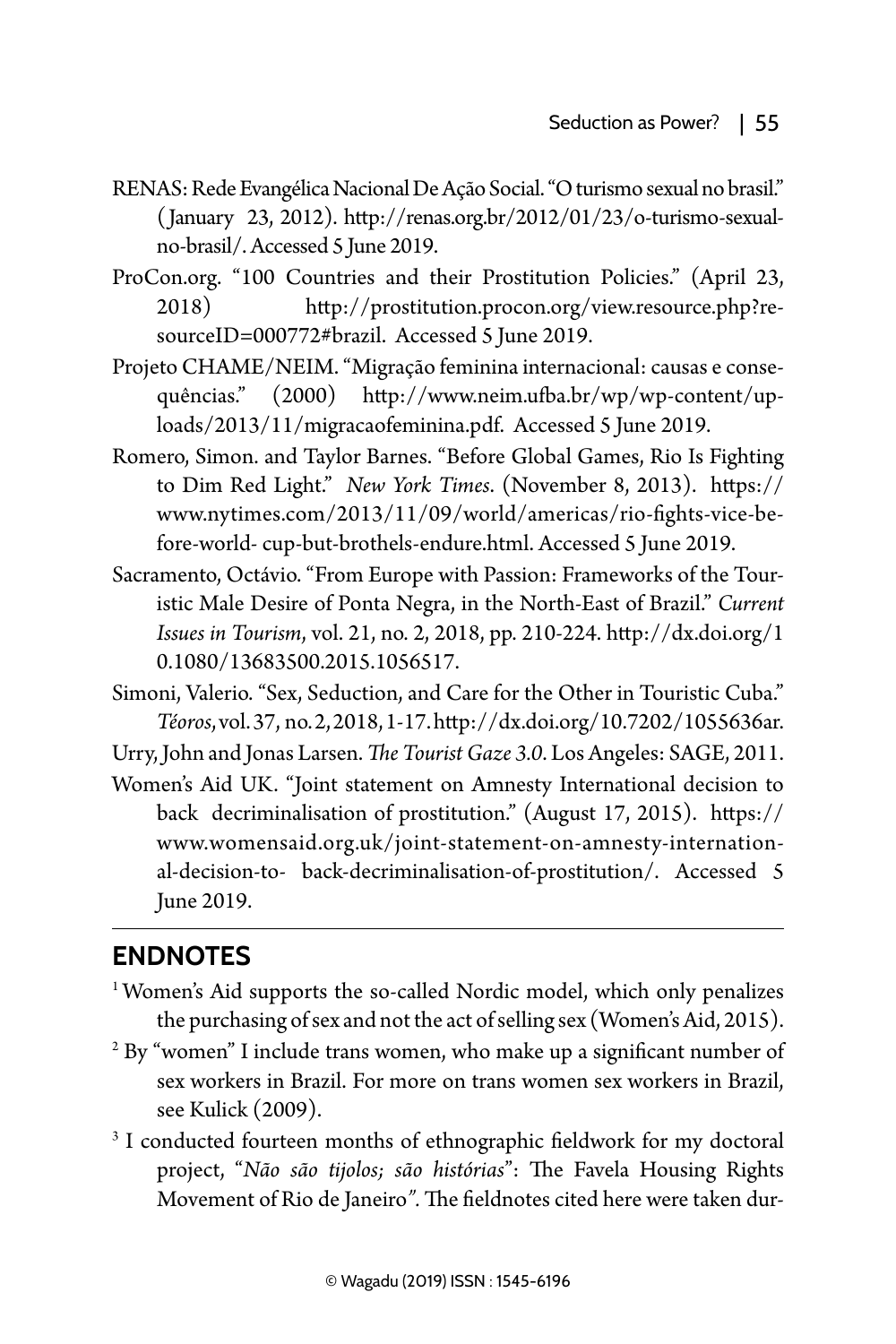RENAS: Rede Evangélica Nacional De Ação Social. "O turismo sexual no brasil." (January 23, 2012). http://renas.org.br/2012/01/23/o-turismo-sexual-no-brasil/. Accessed 5 June 2019.

ProCon.org. "100 Countries and their Prostitution Policies." (April 23, 2018) http://prostitution.procon.org/view.resource.php?resourceID=000772#brazil. Accessed 5 June 2019.

Projeto CHAME/NEIM. "Migração feminina internacional: causas e consequências." (2000) http://www.neim.ufba.br/wp/wp-content/uploads/2013/11/migracaofeminina.pdf. Accessed 5 June 2019.

Romero, Simon. and Taylor Barnes. "Before Global Games, Rio Is Fighting to Dim Red Light." *New York Times*. (November 8, 2013). https://www.nytimes.com/2013/11/09/world/americas/rio-fights-vice-before-world- cup-but-brothels-endure.html. Accessed 5 June 2019.

Sacramento, Octávio. "From Europe with Passion: Frameworks of the Touristic Male Desire of Ponta Negra, in the North-East of Brazil." *Current Issues in Tourism*, vol. 21, no. 2, 2018, pp. 210-224. http://dx.doi.org/10.1080/13683500.2015.1056517.

Simoni, Valerio. "Sex, Seduction, and Care for the Other in Touristic Cuba." *Téoros*, vol. 37, no. 2, 2018, 1-17. http://dx.doi.org/10.7202/1055636ar.

Urry, John and Jonas Larsen. *The Tourist Gaze 3.0*. Los Angeles: SAGE, 2011.

Women's Aid UK. "Joint statement on Amnesty International decision to back decriminalisation of prostitution." (August 17, 2015). https://www.womensaid.org.uk/joint-statement-on-amnesty-international-decision-to- back-decriminalisation-of-prostitution/. Accessed 5 June 2019.

## ENDNOTES

[1] Women's Aid supports the so-called Nordic model, which only penalizes the purchasing of sex and not the act of selling sex (Women's Aid, 2015).

[2] By "women" I include trans women, who make up a significant number of sex workers in Brazil. For more on trans women sex workers in Brazil, see Kulick (2009).

[3] I conducted fourteen months of ethnographic fieldwork for my doctoral project, "*Não são tijolos; são histórias*": The Favela Housing Rights Movement of Rio de Janeiro". The fieldnotes cited here were taken dur-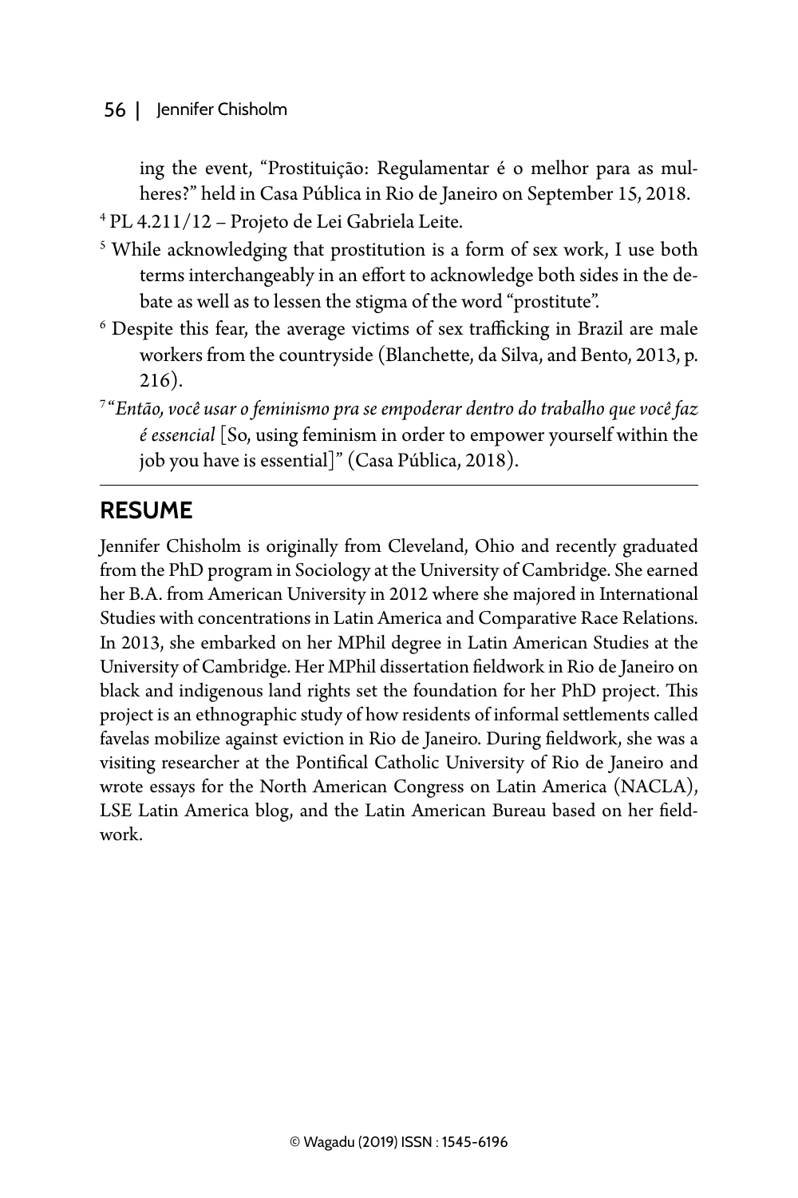ing the event, "Prostituição: Regulamentar é o melhor para as mulheres?" held in Casa Pública in Rio de Janeiro on September 15, 2018.

[4] PL 4.211/12 – Projeto de Lei Gabriela Leite.

[5] While acknowledging that prostitution is a form of sex work, I use both terms interchangeably in an effort to acknowledge both sides in the debate as well as to lessen the stigma of the word "prostitute".

[6] Despite this fear, the average victims of sex trafficking in Brazil are male workers from the countryside (Blanchette, da Silva, and Bento, 2013, p. 216).

[7] "*Então, você usar o feminismo pra se empoderar dentro do trabalho que você faz é essencial* [So, using feminism in order to empower yourself within the job you have is essential]" (Casa Pública, 2018).

## RESUME

Jennifer Chisholm is originally from Cleveland, Ohio and recently graduated from the PhD program in Sociology at the University of Cambridge. She earned her B.A. from American University in 2012 where she majored in International Studies with concentrations in Latin America and Comparative Race Relations. In 2013, she embarked on her MPhil degree in Latin American Studies at the University of Cambridge. Her MPhil dissertation fieldwork in Rio de Janeiro on black and indigenous land rights set the foundation for her PhD project. This project is an ethnographic study of how residents of informal settlements called favelas mobilize against eviction in Rio de Janeiro. During fieldwork, she was a visiting researcher at the Pontifical Catholic University of Rio de Janeiro and wrote essays for the North American Congress on Latin America (NACLA), LSE Latin America blog, and the Latin American Bureau based on her fieldwork.